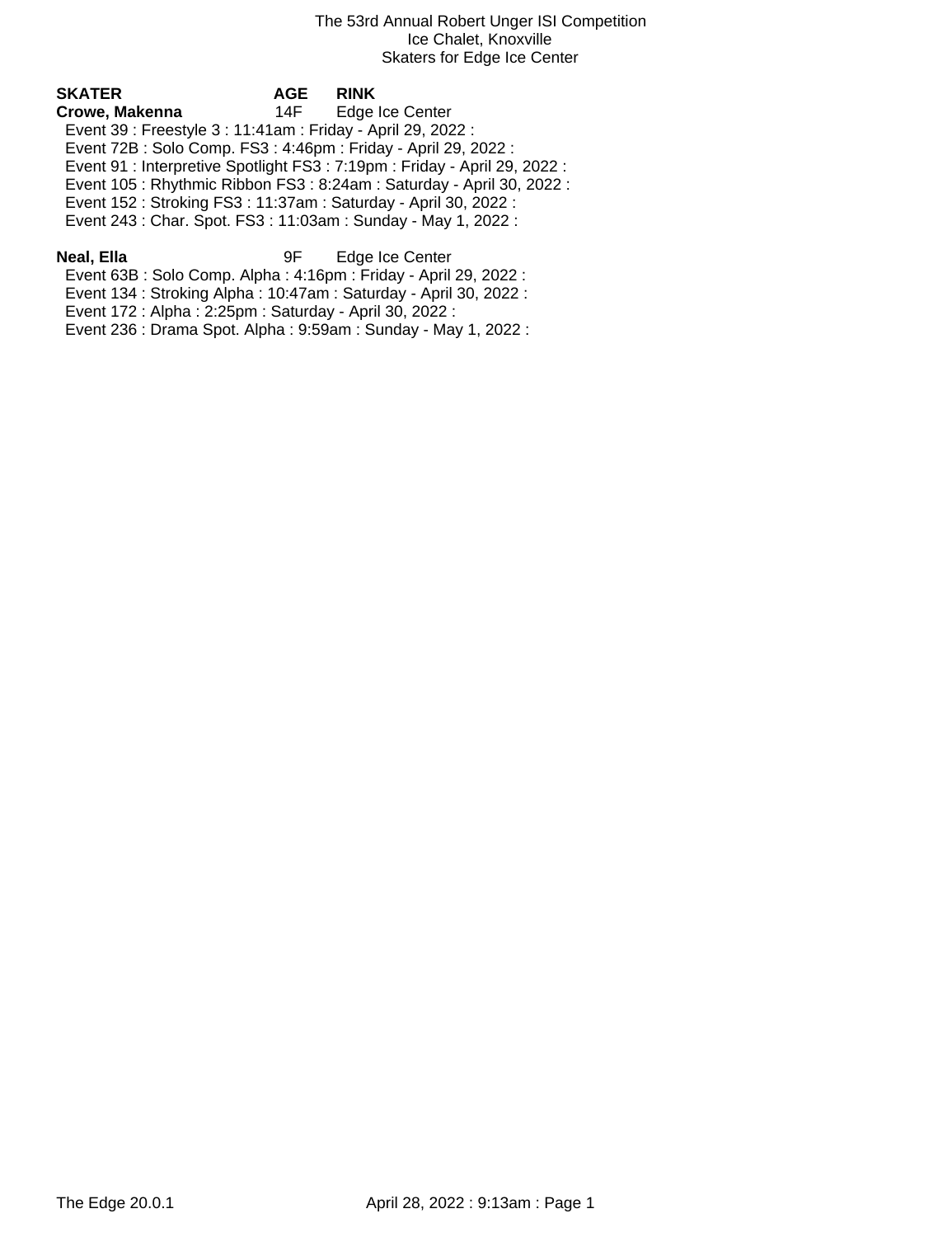The 53rd Annual Robert Unger ISI Competition
Ice Chalet, Knoxville
Skaters for Edge Ice Center

| SKATER | AGE | RINK |
|---|---|---|
| **Crowe, Makenna** | 14F | Edge Ice Center |

Event 39 : Freestyle 3 : 11:41am : Friday - April 29, 2022 :
Event 72B : Solo Comp. FS3 : 4:46pm : Friday - April 29, 2022 :
Event 91 : Interpretive Spotlight FS3 : 7:19pm : Friday - April 29, 2022 :
Event 105 : Rhythmic Ribbon FS3 : 8:24am : Saturday - April 30, 2022 :
Event 152 : Stroking FS3 : 11:37am : Saturday - April 30, 2022 :
Event 243 : Char. Spot. FS3 : 11:03am : Sunday - May 1, 2022 :

| SKATER | AGE | RINK |
|---|---|---|
| **Neal, Ella** | 9F | Edge Ice Center |

Event 63B : Solo Comp. Alpha : 4:16pm : Friday - April 29, 2022 :
Event 134 : Stroking Alpha : 10:47am : Saturday - April 30, 2022 :
Event 172 : Alpha : 2:25pm : Saturday - April 30, 2022 :
Event 236 : Drama Spot. Alpha : 9:59am : Sunday - May 1, 2022 :

The Edge 20.0.1 April 28, 2022 : 9:13am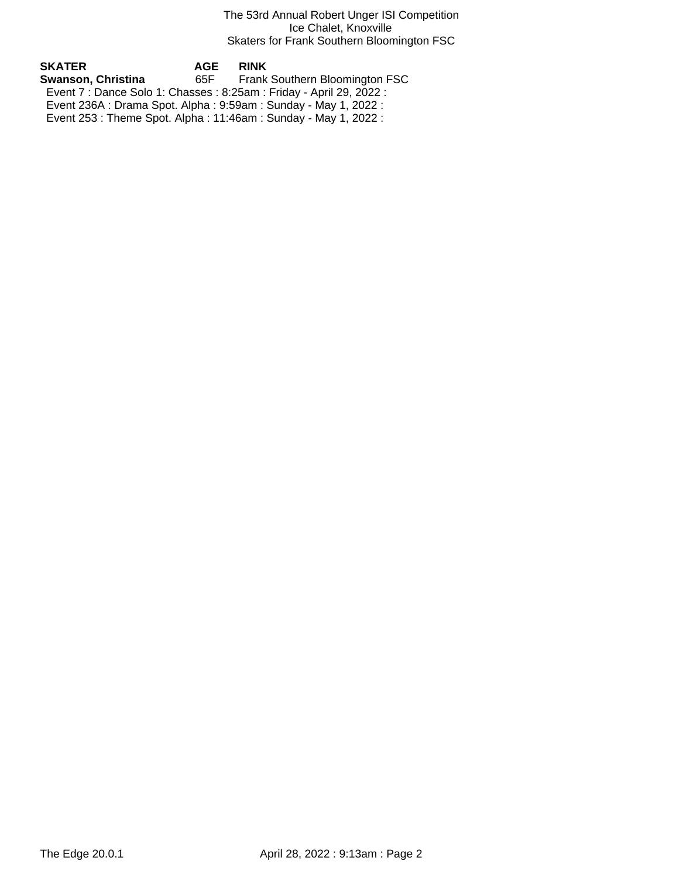The 53rd Annual Robert Unger ISI Competition
Ice Chalet, Knoxville
Skaters for Frank Southern Bloomington FSC

| SKATER | AGE | RINK |
|---|---|---|
| **Swanson, Christina** | 65F | Frank Southern Bloomington FSC |

Event 7 : Dance Solo 1: Chasses : 8:25am : Friday - April 29, 2022 :
Event 236A : Drama Spot. Alpha : 9:59am : Sunday - May 1, 2022 :
Event 253 : Theme Spot. Alpha : 11:46am : Sunday - May 1, 2022 :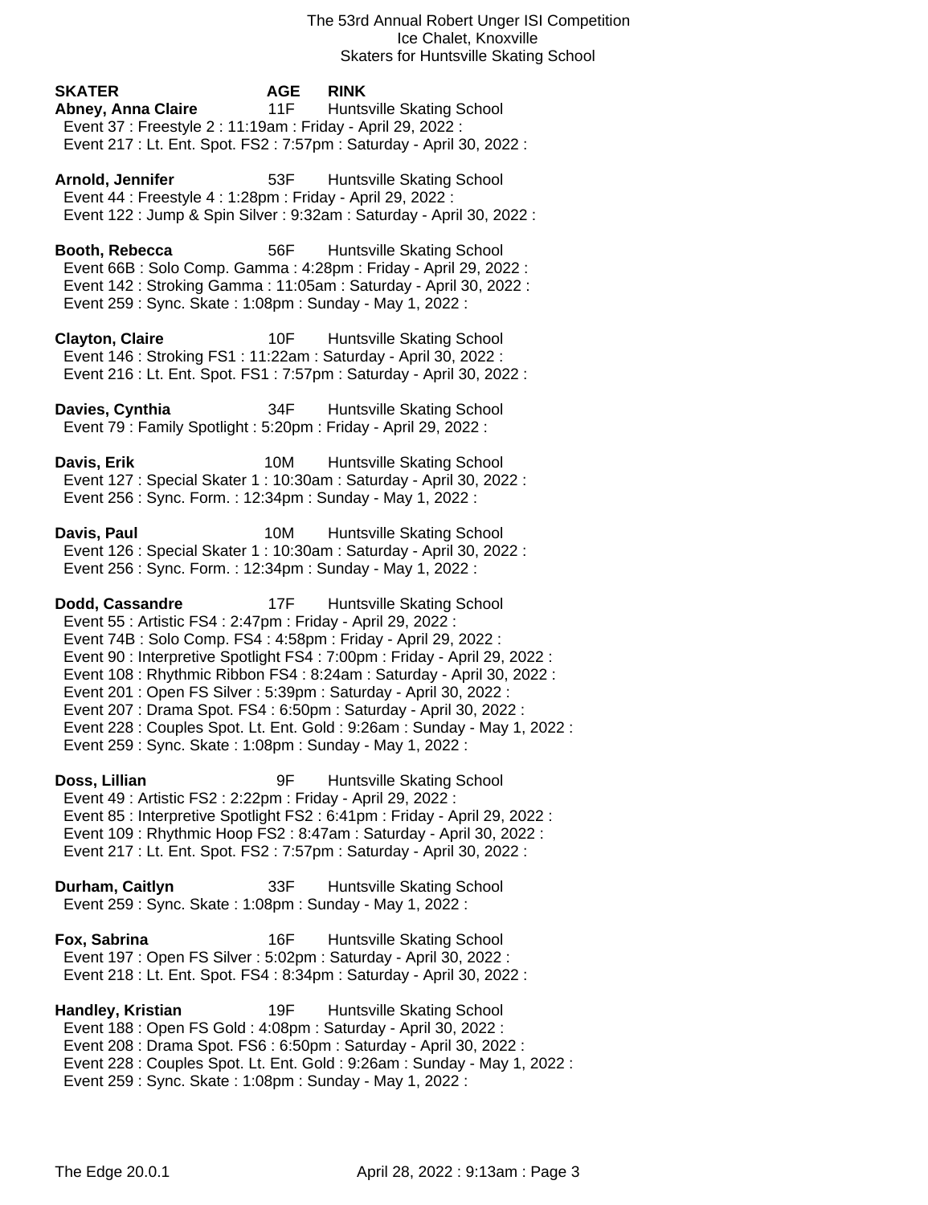The 53rd Annual Robert Unger ISI Competition
Ice Chalet, Knoxville
Skaters for Huntsville Skating School

**SKATER** **AGE** **RINK**

**Abney, Anna Claire** 11F Huntsville Skating School
Event 37 : Freestyle 2 : 11:19am : Friday - April 29, 2022 :
Event 217 : Lt. Ent. Spot. FS2 : 7:57pm : Saturday - April 30, 2022 :

**Arnold, Jennifer** 53F Huntsville Skating School
Event 44 : Freestyle 4 : 1:28pm : Friday - April 29, 2022 :
Event 122 : Jump & Spin Silver : 9:32am : Saturday - April 30, 2022 :

**Booth, Rebecca** 56F Huntsville Skating School
Event 66B : Solo Comp. Gamma : 4:28pm : Friday - April 29, 2022 :
Event 142 : Stroking Gamma : 11:05am : Saturday - April 30, 2022 :
Event 259 : Sync. Skate : 1:08pm : Sunday - May 1, 2022 :

**Clayton, Claire** 10F Huntsville Skating School
Event 146 : Stroking FS1 : 11:22am : Saturday - April 30, 2022 :
Event 216 : Lt. Ent. Spot. FS1 : 7:57pm : Saturday - April 30, 2022 :

**Davies, Cynthia** 34F Huntsville Skating School
Event 79 : Family Spotlight : 5:20pm : Friday - April 29, 2022 :

**Davis, Erik** 10M Huntsville Skating School
Event 127 : Special Skater 1 : 10:30am : Saturday - April 30, 2022 :
Event 256 : Sync. Form. : 12:34pm : Sunday - May 1, 2022 :

**Davis, Paul** 10M Huntsville Skating School
Event 126 : Special Skater 1 : 10:30am : Saturday - April 30, 2022 :
Event 256 : Sync. Form. : 12:34pm : Sunday - May 1, 2022 :

**Dodd, Cassandre** 17F Huntsville Skating School
Event 55 : Artistic FS4 : 2:47pm : Friday - April 29, 2022 :
Event 74B : Solo Comp. FS4 : 4:58pm : Friday - April 29, 2022 :
Event 90 : Interpretive Spotlight FS4 : 7:00pm : Friday - April 29, 2022 :
Event 108 : Rhythmic Ribbon FS4 : 8:24am : Saturday - April 30, 2022 :
Event 201 : Open FS Silver : 5:39pm : Saturday - April 30, 2022 :
Event 207 : Drama Spot. FS4 : 6:50pm : Saturday - April 30, 2022 :
Event 228 : Couples Spot. Lt. Ent. Gold : 9:26am : Sunday - May 1, 2022 :
Event 259 : Sync. Skate : 1:08pm : Sunday - May 1, 2022 :

**Doss, Lillian** 9F Huntsville Skating School
Event 49 : Artistic FS2 : 2:22pm : Friday - April 29, 2022 :
Event 85 : Interpretive Spotlight FS2 : 6:41pm : Friday - April 29, 2022 :
Event 109 : Rhythmic Hoop FS2 : 8:47am : Saturday - April 30, 2022 :
Event 217 : Lt. Ent. Spot. FS2 : 7:57pm : Saturday - April 30, 2022 :

**Durham, Caitlyn** 33F Huntsville Skating School
Event 259 : Sync. Skate : 1:08pm : Sunday - May 1, 2022 :

**Fox, Sabrina** 16F Huntsville Skating School
Event 197 : Open FS Silver : 5:02pm : Saturday - April 30, 2022 :
Event 218 : Lt. Ent. Spot. FS4 : 8:34pm : Saturday - April 30, 2022 :

**Handley, Kristian** 19F Huntsville Skating School
Event 188 : Open FS Gold : 4:08pm : Saturday - April 30, 2022 :
Event 208 : Drama Spot. FS6 : 6:50pm : Saturday - April 30, 2022 :
Event 228 : Couples Spot. Lt. Ent. Gold : 9:26am : Sunday - May 1, 2022 :
Event 259 : Sync. Skate : 1:08pm : Sunday - May 1, 2022 :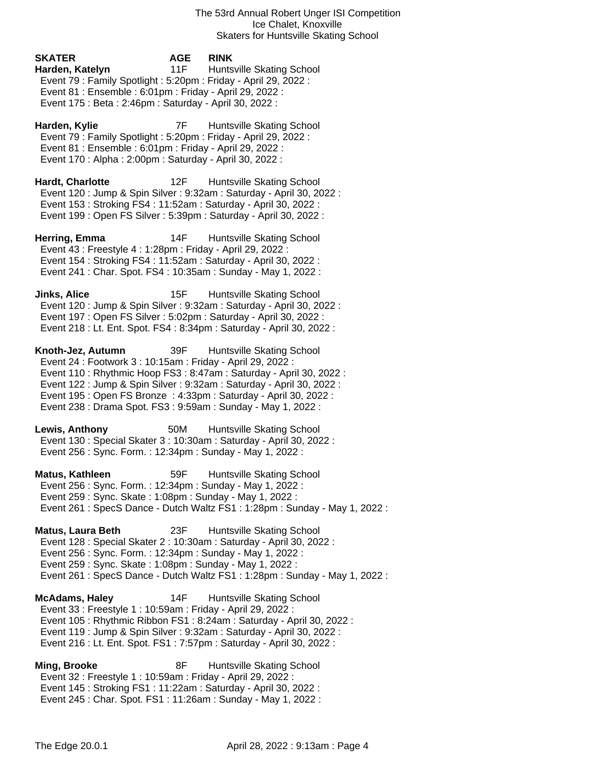The 53rd Annual Robert Unger ISI Competition
Ice Chalet, Knoxville
Skaters for Huntsville Skating School

| SKATER | AGE | RINK |
|---|---|---|

**Harden, Katelyn** 11F Huntsville Skating School
Event 79 : Family Spotlight : 5:20pm : Friday - April 29, 2022 :
Event 81 : Ensemble : 6:01pm : Friday - April 29, 2022 :
Event 175 : Beta : 2:46pm : Saturday - April 30, 2022 :

**Harden, Kylie** 7F Huntsville Skating School
Event 79 : Family Spotlight : 5:20pm : Friday - April 29, 2022 :
Event 81 : Ensemble : 6:01pm : Friday - April 29, 2022 :
Event 170 : Alpha : 2:00pm : Saturday - April 30, 2022 :

**Hardt, Charlotte** 12F Huntsville Skating School
Event 120 : Jump & Spin Silver : 9:32am : Saturday - April 30, 2022 :
Event 153 : Stroking FS4 : 11:52am : Saturday - April 30, 2022 :
Event 199 : Open FS Silver : 5:39pm : Saturday - April 30, 2022 :

**Herring, Emma** 14F Huntsville Skating School
Event 43 : Freestyle 4 : 1:28pm : Friday - April 29, 2022 :
Event 154 : Stroking FS4 : 11:52am : Saturday - April 30, 2022 :
Event 241 : Char. Spot. FS4 : 10:35am : Sunday - May 1, 2022 :

**Jinks, Alice** 15F Huntsville Skating School
Event 120 : Jump & Spin Silver : 9:32am : Saturday - April 30, 2022 :
Event 197 : Open FS Silver : 5:02pm : Saturday - April 30, 2022 :
Event 218 : Lt. Ent. Spot. FS4 : 8:34pm : Saturday - April 30, 2022 :

**Knoth-Jez, Autumn** 39F Huntsville Skating School
Event 24 : Footwork 3 : 10:15am : Friday - April 29, 2022 :
Event 110 : Rhythmic Hoop FS3 : 8:47am : Saturday - April 30, 2022 :
Event 122 : Jump & Spin Silver : 9:32am : Saturday - April 30, 2022 :
Event 195 : Open FS Bronze : 4:33pm : Saturday - April 30, 2022 :
Event 238 : Drama Spot. FS3 : 9:59am : Sunday - May 1, 2022 :

**Lewis, Anthony** 50M Huntsville Skating School
Event 130 : Special Skater 3 : 10:30am : Saturday - April 30, 2022 :
Event 256 : Sync. Form. : 12:34pm : Sunday - May 1, 2022 :

**Matus, Kathleen** 59F Huntsville Skating School
Event 256 : Sync. Form. : 12:34pm : Sunday - May 1, 2022 :
Event 259 : Sync. Skate : 1:08pm : Sunday - May 1, 2022 :
Event 261 : SpecS Dance - Dutch Waltz FS1 : 1:28pm : Sunday - May 1, 2022 :

**Matus, Laura Beth** 23F Huntsville Skating School
Event 128 : Special Skater 2 : 10:30am : Saturday - April 30, 2022 :
Event 256 : Sync. Form. : 12:34pm : Sunday - May 1, 2022 :
Event 259 : Sync. Skate : 1:08pm : Sunday - May 1, 2022 :
Event 261 : SpecS Dance - Dutch Waltz FS1 : 1:28pm : Sunday - May 1, 2022 :

**McAdams, Haley** 14F Huntsville Skating School
Event 33 : Freestyle 1 : 10:59am : Friday - April 29, 2022 :
Event 105 : Rhythmic Ribbon FS1 : 8:24am : Saturday - April 30, 2022 :
Event 119 : Jump & Spin Silver : 9:32am : Saturday - April 30, 2022 :
Event 216 : Lt. Ent. Spot. FS1 : 7:57pm : Saturday - April 30, 2022 :

**Ming, Brooke** 8F Huntsville Skating School
Event 32 : Freestyle 1 : 10:59am : Friday - April 29, 2022 :
Event 145 : Stroking FS1 : 11:22am : Saturday - April 30, 2022 :
Event 245 : Char. Spot. FS1 : 11:26am : Sunday - May 1, 2022 :

The Edge 20.0.1 April 28, 2022 : 9:13am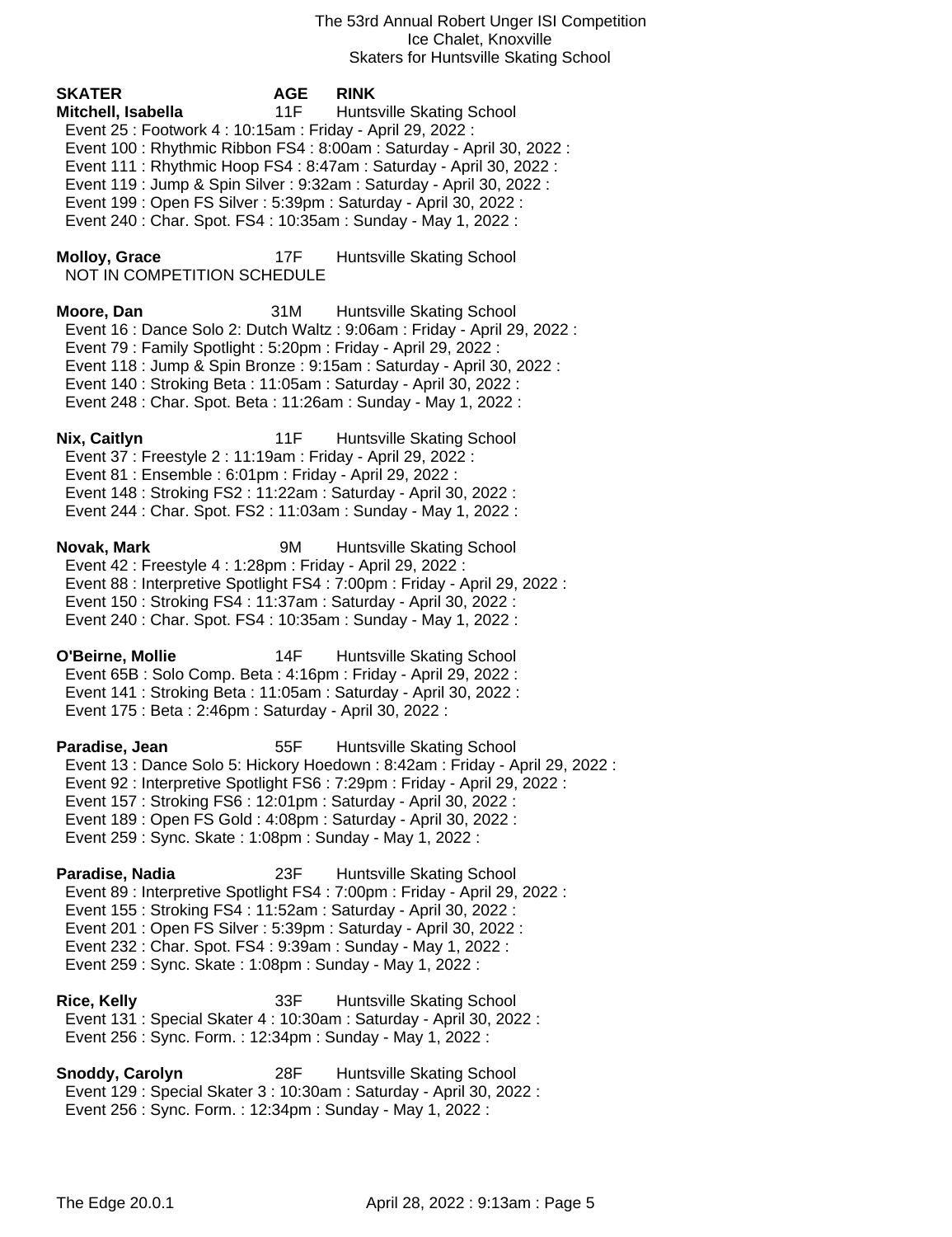The 53rd Annual Robert Unger ISI Competition
Ice Chalet, Knoxville
Skaters for Huntsville Skating School

**SKATER** **AGE** **RINK**

**Mitchell, Isabella** 11F Huntsville Skating School
Event 25 : Footwork 4 : 10:15am : Friday - April 29, 2022 :
Event 100 : Rhythmic Ribbon FS4 : 8:00am : Saturday - April 30, 2022 :
Event 111 : Rhythmic Hoop FS4 : 8:47am : Saturday - April 30, 2022 :
Event 119 : Jump & Spin Silver : 9:32am : Saturday - April 30, 2022 :
Event 199 : Open FS Silver : 5:39pm : Saturday - April 30, 2022 :
Event 240 : Char. Spot. FS4 : 10:35am : Sunday - May 1, 2022 :

**Molloy, Grace** 17F Huntsville Skating School
NOT IN COMPETITION SCHEDULE

**Moore, Dan** 31M Huntsville Skating School
Event 16 : Dance Solo 2: Dutch Waltz : 9:06am : Friday - April 29, 2022 :
Event 79 : Family Spotlight : 5:20pm : Friday - April 29, 2022 :
Event 118 : Jump & Spin Bronze : 9:15am : Saturday - April 30, 2022 :
Event 140 : Stroking Beta : 11:05am : Saturday - April 30, 2022 :
Event 248 : Char. Spot. Beta : 11:26am : Sunday - May 1, 2022 :

**Nix, Caitlyn** 11F Huntsville Skating School
Event 37 : Freestyle 2 : 11:19am : Friday - April 29, 2022 :
Event 81 : Ensemble : 6:01pm : Friday - April 29, 2022 :
Event 148 : Stroking FS2 : 11:22am : Saturday - April 30, 2022 :
Event 244 : Char. Spot. FS2 : 11:03am : Sunday - May 1, 2022 :

**Novak, Mark** 9M Huntsville Skating School
Event 42 : Freestyle 4 : 1:28pm : Friday - April 29, 2022 :
Event 88 : Interpretive Spotlight FS4 : 7:00pm : Friday - April 29, 2022 :
Event 150 : Stroking FS4 : 11:37am : Saturday - April 30, 2022 :
Event 240 : Char. Spot. FS4 : 10:35am : Sunday - May 1, 2022 :

**O'Beirne, Mollie** 14F Huntsville Skating School
Event 65B : Solo Comp. Beta : 4:16pm : Friday - April 29, 2022 :
Event 141 : Stroking Beta : 11:05am : Saturday - April 30, 2022 :
Event 175 : Beta : 2:46pm : Saturday - April 30, 2022 :

**Paradise, Jean** 55F Huntsville Skating School
Event 13 : Dance Solo 5: Hickory Hoedown : 8:42am : Friday - April 29, 2022 :
Event 92 : Interpretive Spotlight FS6 : 7:29pm : Friday - April 29, 2022 :
Event 157 : Stroking FS6 : 12:01pm : Saturday - April 30, 2022 :
Event 189 : Open FS Gold : 4:08pm : Saturday - April 30, 2022 :
Event 259 : Sync. Skate : 1:08pm : Sunday - May 1, 2022 :

**Paradise, Nadia** 23F Huntsville Skating School
Event 89 : Interpretive Spotlight FS4 : 7:00pm : Friday - April 29, 2022 :
Event 155 : Stroking FS4 : 11:52am : Saturday - April 30, 2022 :
Event 201 : Open FS Silver : 5:39pm : Saturday - April 30, 2022 :
Event 232 : Char. Spot. FS4 : 9:39am : Sunday - May 1, 2022 :
Event 259 : Sync. Skate : 1:08pm : Sunday - May 1, 2022 :

**Rice, Kelly** 33F Huntsville Skating School
Event 131 : Special Skater 4 : 10:30am : Saturday - April 30, 2022 :
Event 256 : Sync. Form. : 12:34pm : Sunday - May 1, 2022 :

**Snoddy, Carolyn** 28F Huntsville Skating School
Event 129 : Special Skater 3 : 10:30am : Saturday - April 30, 2022 :
Event 256 : Sync. Form. : 12:34pm : Sunday - May 1, 2022 :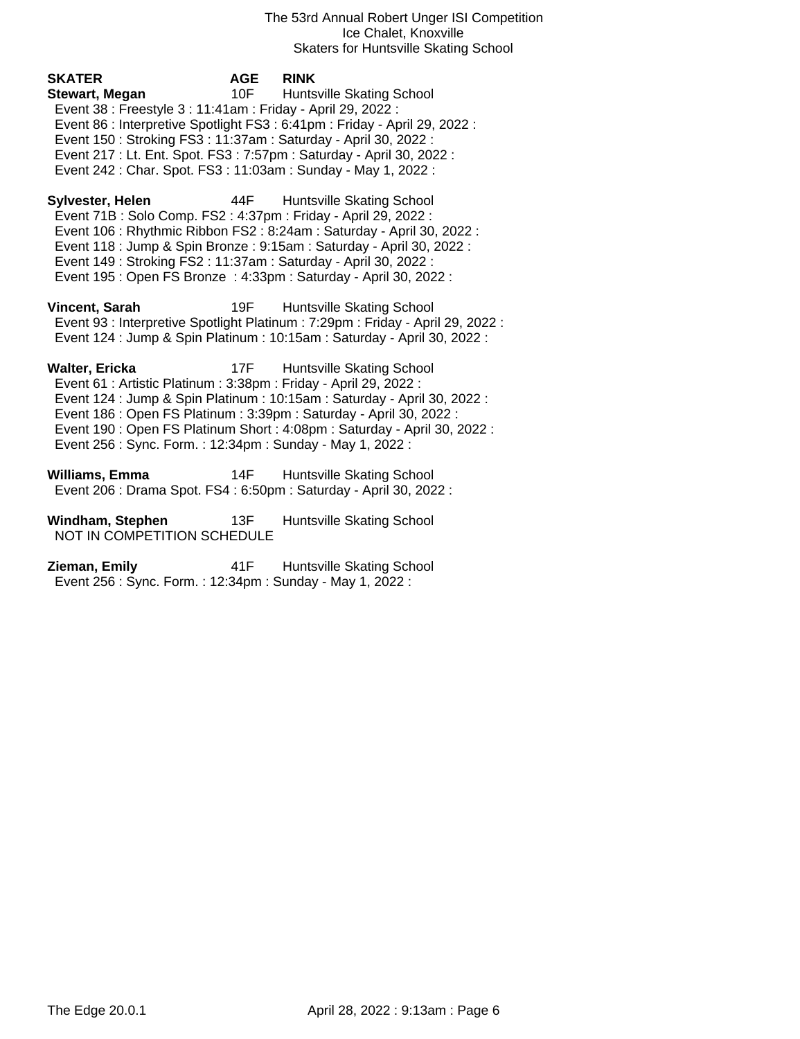The 53rd Annual Robert Unger ISI Competition
Ice Chalet, Knoxville
Skaters for Huntsville Skating School

**SKATER** **AGE** **RINK**

**Stewart, Megan** 10F Huntsville Skating School
- Event 38 : Freestyle 3 : 11:41am : Friday - April 29, 2022 :
- Event 86 : Interpretive Spotlight FS3 : 6:41pm : Friday - April 29, 2022 :
- Event 150 : Stroking FS3 : 11:37am : Saturday - April 30, 2022 :
- Event 217 : Lt. Ent. Spot. FS3 : 7:57pm : Saturday - April 30, 2022 :
- Event 242 : Char. Spot. FS3 : 11:03am : Sunday - May 1, 2022 :

**Sylvester, Helen** 44F Huntsville Skating School
- Event 71B : Solo Comp. FS2 : 4:37pm : Friday - April 29, 2022 :
- Event 106 : Rhythmic Ribbon FS2 : 8:24am : Saturday - April 30, 2022 :
- Event 118 : Jump & Spin Bronze : 9:15am : Saturday - April 30, 2022 :
- Event 149 : Stroking FS2 : 11:37am : Saturday - April 30, 2022 :
- Event 195 : Open FS Bronze : 4:33pm : Saturday - April 30, 2022 :

**Vincent, Sarah** 19F Huntsville Skating School
- Event 93 : Interpretive Spotlight Platinum : 7:29pm : Friday - April 29, 2022 :
- Event 124 : Jump & Spin Platinum : 10:15am : Saturday - April 30, 2022 :

**Walter, Ericka** 17F Huntsville Skating School
- Event 61 : Artistic Platinum : 3:38pm : Friday - April 29, 2022 :
- Event 124 : Jump & Spin Platinum : 10:15am : Saturday - April 30, 2022 :
- Event 186 : Open FS Platinum : 3:39pm : Saturday - April 30, 2022 :
- Event 190 : Open FS Platinum Short : 4:08pm : Saturday - April 30, 2022 :
- Event 256 : Sync. Form. : 12:34pm : Sunday - May 1, 2022 :

**Williams, Emma** 14F Huntsville Skating School
- Event 206 : Drama Spot. FS4 : 6:50pm : Saturday - April 30, 2022 :

**Windham, Stephen** 13F Huntsville Skating School
- NOT IN COMPETITION SCHEDULE

**Zieman, Emily** 41F Huntsville Skating School
- Event 256 : Sync. Form. : 12:34pm : Sunday - May 1, 2022 :

The Edge 20.0.1 April 28, 2022 : 9:13am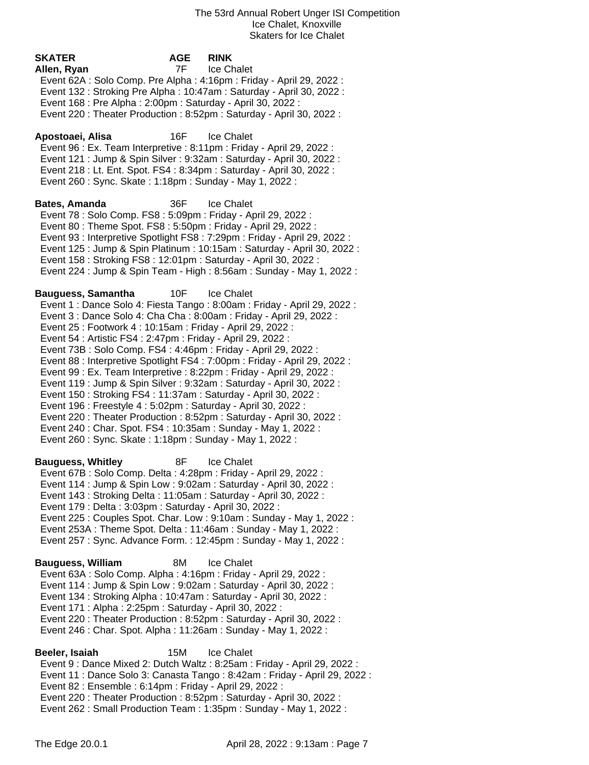The 53rd Annual Robert Unger ISI Competition
Ice Chalet, Knoxville
Skaters for Ice Chalet

**SKATER** **AGE** **RINK**

**Allen, Ryan** 7F Ice Chalet
Event 62A : Solo Comp. Pre Alpha : 4:16pm : Friday - April 29, 2022 :
Event 132 : Stroking Pre Alpha : 10:47am : Saturday - April 30, 2022 :
Event 168 : Pre Alpha : 2:00pm : Saturday - April 30, 2022 :
Event 220 : Theater Production : 8:52pm : Saturday - April 30, 2022 :

**Apostoaei, Alisa** 16F Ice Chalet
Event 96 : Ex. Team Interpretive : 8:11pm : Friday - April 29, 2022 :
Event 121 : Jump & Spin Silver : 9:32am : Saturday - April 30, 2022 :
Event 218 : Lt. Ent. Spot. FS4 : 8:34pm : Saturday - April 30, 2022 :
Event 260 : Sync. Skate : 1:18pm : Sunday - May 1, 2022 :

**Bates, Amanda** 36F Ice Chalet
Event 78 : Solo Comp. FS8 : 5:09pm : Friday - April 29, 2022 :
Event 80 : Theme Spot. FS8 : 5:50pm : Friday - April 29, 2022 :
Event 93 : Interpretive Spotlight FS8 : 7:29pm : Friday - April 29, 2022 :
Event 125 : Jump & Spin Platinum : 10:15am : Saturday - April 30, 2022 :
Event 158 : Stroking FS8 : 12:01pm : Saturday - April 30, 2022 :
Event 224 : Jump & Spin Team - High : 8:56am : Sunday - May 1, 2022 :

**Bauguess, Samantha** 10F Ice Chalet
Event 1 : Dance Solo 4: Fiesta Tango : 8:00am : Friday - April 29, 2022 :
Event 3 : Dance Solo 4: Cha Cha : 8:00am : Friday - April 29, 2022 :
Event 25 : Footwork 4 : 10:15am : Friday - April 29, 2022 :
Event 54 : Artistic FS4 : 2:47pm : Friday - April 29, 2022 :
Event 73B : Solo Comp. FS4 : 4:46pm : Friday - April 29, 2022 :
Event 88 : Interpretive Spotlight FS4 : 7:00pm : Friday - April 29, 2022 :
Event 99 : Ex. Team Interpretive : 8:22pm : Friday - April 29, 2022 :
Event 119 : Jump & Spin Silver : 9:32am : Saturday - April 30, 2022 :
Event 150 : Stroking FS4 : 11:37am : Saturday - April 30, 2022 :
Event 196 : Freestyle 4 : 5:02pm : Saturday - April 30, 2022 :
Event 220 : Theater Production : 8:52pm : Saturday - April 30, 2022 :
Event 240 : Char. Spot. FS4 : 10:35am : Sunday - May 1, 2022 :
Event 260 : Sync. Skate : 1:18pm : Sunday - May 1, 2022 :

**Bauguess, Whitley** 8F Ice Chalet
Event 67B : Solo Comp. Delta : 4:28pm : Friday - April 29, 2022 :
Event 114 : Jump & Spin Low : 9:02am : Saturday - April 30, 2022 :
Event 143 : Stroking Delta : 11:05am : Saturday - April 30, 2022 :
Event 179 : Delta : 3:03pm : Saturday - April 30, 2022 :
Event 225 : Couples Spot. Char. Low : 9:10am : Sunday - May 1, 2022 :
Event 253A : Theme Spot. Delta : 11:46am : Sunday - May 1, 2022 :
Event 257 : Sync. Advance Form. : 12:45pm : Sunday - May 1, 2022 :

**Bauguess, William** 8M Ice Chalet
Event 63A : Solo Comp. Alpha : 4:16pm : Friday - April 29, 2022 :
Event 114 : Jump & Spin Low : 9:02am : Saturday - April 30, 2022 :
Event 134 : Stroking Alpha : 10:47am : Saturday - April 30, 2022 :
Event 171 : Alpha : 2:25pm : Saturday - April 30, 2022 :
Event 220 : Theater Production : 8:52pm : Saturday - April 30, 2022 :
Event 246 : Char. Spot. Alpha : 11:26am : Sunday - May 1, 2022 :

**Beeler, Isaiah** 15M Ice Chalet
Event 9 : Dance Mixed 2: Dutch Waltz : 8:25am : Friday - April 29, 2022 :
Event 11 : Dance Solo 3: Canasta Tango : 8:42am : Friday - April 29, 2022 :
Event 82 : Ensemble : 6:14pm : Friday - April 29, 2022 :
Event 220 : Theater Production : 8:52pm : Saturday - April 30, 2022 :
Event 262 : Small Production Team : 1:35pm : Sunday - May 1, 2022 :

The Edge 20.0.1 April 28, 2022 : 9:13am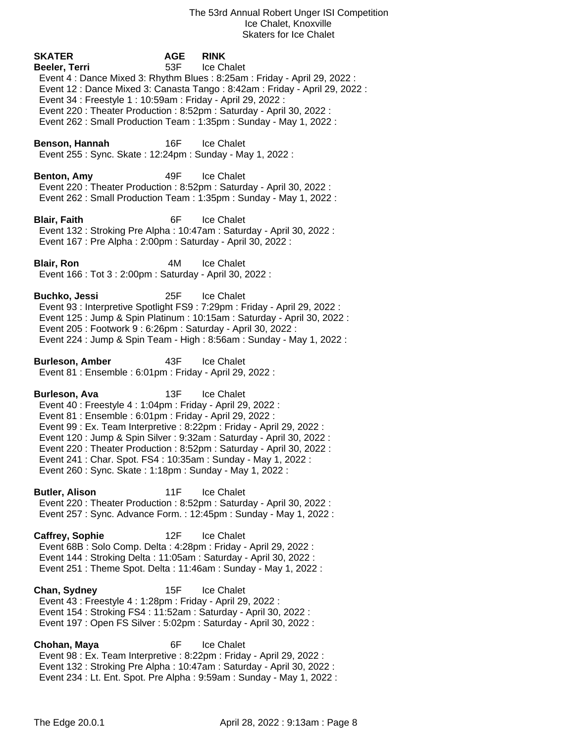The 53rd Annual Robert Unger ISI Competition
Ice Chalet, Knoxville
Skaters for Ice Chalet

| SKATER | AGE | RINK |
|---|---|---|

**Beeler, Terri** 53F Ice Chalet
Event 4 : Dance Mixed 3: Rhythm Blues : 8:25am : Friday - April 29, 2022 :
Event 12 : Dance Mixed 3: Canasta Tango : 8:42am : Friday - April 29, 2022 :
Event 34 : Freestyle 1 : 10:59am : Friday - April 29, 2022 :
Event 220 : Theater Production : 8:52pm : Saturday - April 30, 2022 :
Event 262 : Small Production Team : 1:35pm : Sunday - May 1, 2022 :

**Benson, Hannah** 16F Ice Chalet
Event 255 : Sync. Skate : 12:24pm : Sunday - May 1, 2022 :

**Benton, Amy** 49F Ice Chalet
Event 220 : Theater Production : 8:52pm : Saturday - April 30, 2022 :
Event 262 : Small Production Team : 1:35pm : Sunday - May 1, 2022 :

**Blair, Faith** 6F Ice Chalet
Event 132 : Stroking Pre Alpha : 10:47am : Saturday - April 30, 2022 :
Event 167 : Pre Alpha : 2:00pm : Saturday - April 30, 2022 :

**Blair, Ron** 4M Ice Chalet
Event 166 : Tot 3 : 2:00pm : Saturday - April 30, 2022 :

**Buchko, Jessi** 25F Ice Chalet
Event 93 : Interpretive Spotlight FS9 : 7:29pm : Friday - April 29, 2022 :
Event 125 : Jump & Spin Platinum : 10:15am : Saturday - April 30, 2022 :
Event 205 : Footwork 9 : 6:26pm : Saturday - April 30, 2022 :
Event 224 : Jump & Spin Team - High : 8:56am : Sunday - May 1, 2022 :

**Burleson, Amber** 43F Ice Chalet
Event 81 : Ensemble : 6:01pm : Friday - April 29, 2022 :

**Burleson, Ava** 13F Ice Chalet
Event 40 : Freestyle 4 : 1:04pm : Friday - April 29, 2022 :
Event 81 : Ensemble : 6:01pm : Friday - April 29, 2022 :
Event 99 : Ex. Team Interpretive : 8:22pm : Friday - April 29, 2022 :
Event 120 : Jump & Spin Silver : 9:32am : Saturday - April 30, 2022 :
Event 220 : Theater Production : 8:52pm : Saturday - April 30, 2022 :
Event 241 : Char. Spot. FS4 : 10:35am : Sunday - May 1, 2022 :
Event 260 : Sync. Skate : 1:18pm : Sunday - May 1, 2022 :

**Butler, Alison** 11F Ice Chalet
Event 220 : Theater Production : 8:52pm : Saturday - April 30, 2022 :
Event 257 : Sync. Advance Form. : 12:45pm : Sunday - May 1, 2022 :

**Caffrey, Sophie** 12F Ice Chalet
Event 68B : Solo Comp. Delta : 4:28pm : Friday - April 29, 2022 :
Event 144 : Stroking Delta : 11:05am : Saturday - April 30, 2022 :
Event 251 : Theme Spot. Delta : 11:46am : Sunday - May 1, 2022 :

**Chan, Sydney** 15F Ice Chalet
Event 43 : Freestyle 4 : 1:28pm : Friday - April 29, 2022 :
Event 154 : Stroking FS4 : 11:52am : Saturday - April 30, 2022 :
Event 197 : Open FS Silver : 5:02pm : Saturday - April 30, 2022 :

**Chohan, Maya** 6F Ice Chalet
Event 98 : Ex. Team Interpretive : 8:22pm : Friday - April 29, 2022 :
Event 132 : Stroking Pre Alpha : 10:47am : Saturday - April 30, 2022 :
Event 234 : Lt. Ent. Spot. Pre Alpha : 9:59am : Sunday - May 1, 2022 :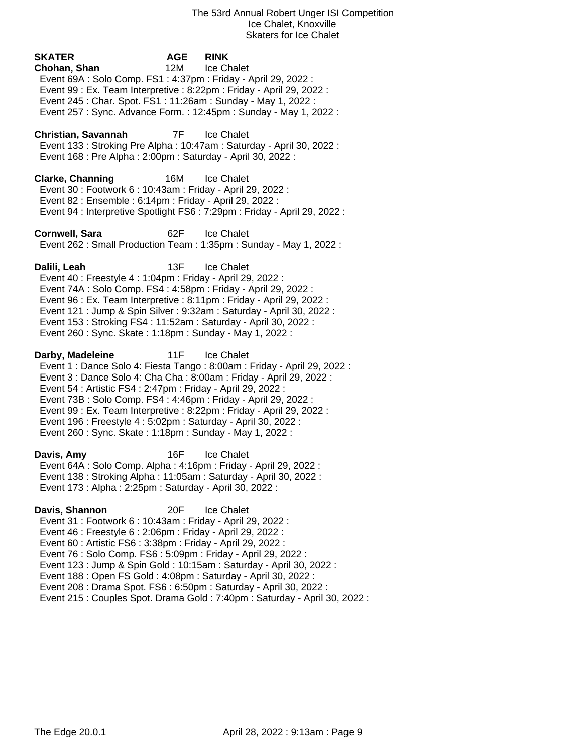The 53rd Annual Robert Unger ISI Competition
Ice Chalet, Knoxville
Skaters for Ice Chalet

| SKATER | AGE | RINK |
|---|---|---|
| **Chohan, Shan** | 12M | Ice Chalet |

Event 69A : Solo Comp. FS1 : 4:37pm : Friday - April 29, 2022 :
Event 99 : Ex. Team Interpretive : 8:22pm : Friday - April 29, 2022 :
Event 245 : Char. Spot. FS1 : 11:26am : Sunday - May 1, 2022 :
Event 257 : Sync. Advance Form. : 12:45pm : Sunday - May 1, 2022 :

**Christian, Savannah** 7F Ice Chalet

Event 133 : Stroking Pre Alpha : 10:47am : Saturday - April 30, 2022 :
Event 168 : Pre Alpha : 2:00pm : Saturday - April 30, 2022 :

**Clarke, Channing** 16M Ice Chalet

Event 30 : Footwork 6 : 10:43am : Friday - April 29, 2022 :
Event 82 : Ensemble : 6:14pm : Friday - April 29, 2022 :
Event 94 : Interpretive Spotlight FS6 : 7:29pm : Friday - April 29, 2022 :

**Cornwell, Sara** 62F Ice Chalet

Event 262 : Small Production Team : 1:35pm : Sunday - May 1, 2022 :

**Dalili, Leah** 13F Ice Chalet

Event 40 : Freestyle 4 : 1:04pm : Friday - April 29, 2022 :
Event 74A : Solo Comp. FS4 : 4:58pm : Friday - April 29, 2022 :
Event 96 : Ex. Team Interpretive : 8:11pm : Friday - April 29, 2022 :
Event 121 : Jump & Spin Silver : 9:32am : Saturday - April 30, 2022 :
Event 153 : Stroking FS4 : 11:52am : Saturday - April 30, 2022 :
Event 260 : Sync. Skate : 1:18pm : Sunday - May 1, 2022 :

**Darby, Madeleine** 11F Ice Chalet

Event 1 : Dance Solo 4: Fiesta Tango : 8:00am : Friday - April 29, 2022 :
Event 3 : Dance Solo 4: Cha Cha : 8:00am : Friday - April 29, 2022 :
Event 54 : Artistic FS4 : 2:47pm : Friday - April 29, 2022 :
Event 73B : Solo Comp. FS4 : 4:46pm : Friday - April 29, 2022 :
Event 99 : Ex. Team Interpretive : 8:22pm : Friday - April 29, 2022 :
Event 196 : Freestyle 4 : 5:02pm : Saturday - April 30, 2022 :
Event 260 : Sync. Skate : 1:18pm : Sunday - May 1, 2022 :

**Davis, Amy** 16F Ice Chalet

Event 64A : Solo Comp. Alpha : 4:16pm : Friday - April 29, 2022 :
Event 138 : Stroking Alpha : 11:05am : Saturday - April 30, 2022 :
Event 173 : Alpha : 2:25pm : Saturday - April 30, 2022 :

**Davis, Shannon** 20F Ice Chalet

Event 31 : Footwork 6 : 10:43am : Friday - April 29, 2022 :
Event 46 : Freestyle 6 : 2:06pm : Friday - April 29, 2022 :
Event 60 : Artistic FS6 : 3:38pm : Friday - April 29, 2022 :
Event 76 : Solo Comp. FS6 : 5:09pm : Friday - April 29, 2022 :
Event 123 : Jump & Spin Gold : 10:15am : Saturday - April 30, 2022 :
Event 188 : Open FS Gold : 4:08pm : Saturday - April 30, 2022 :
Event 208 : Drama Spot. FS6 : 6:50pm : Saturday - April 30, 2022 :
Event 215 : Couples Spot. Drama Gold : 7:40pm : Saturday - April 30, 2022 :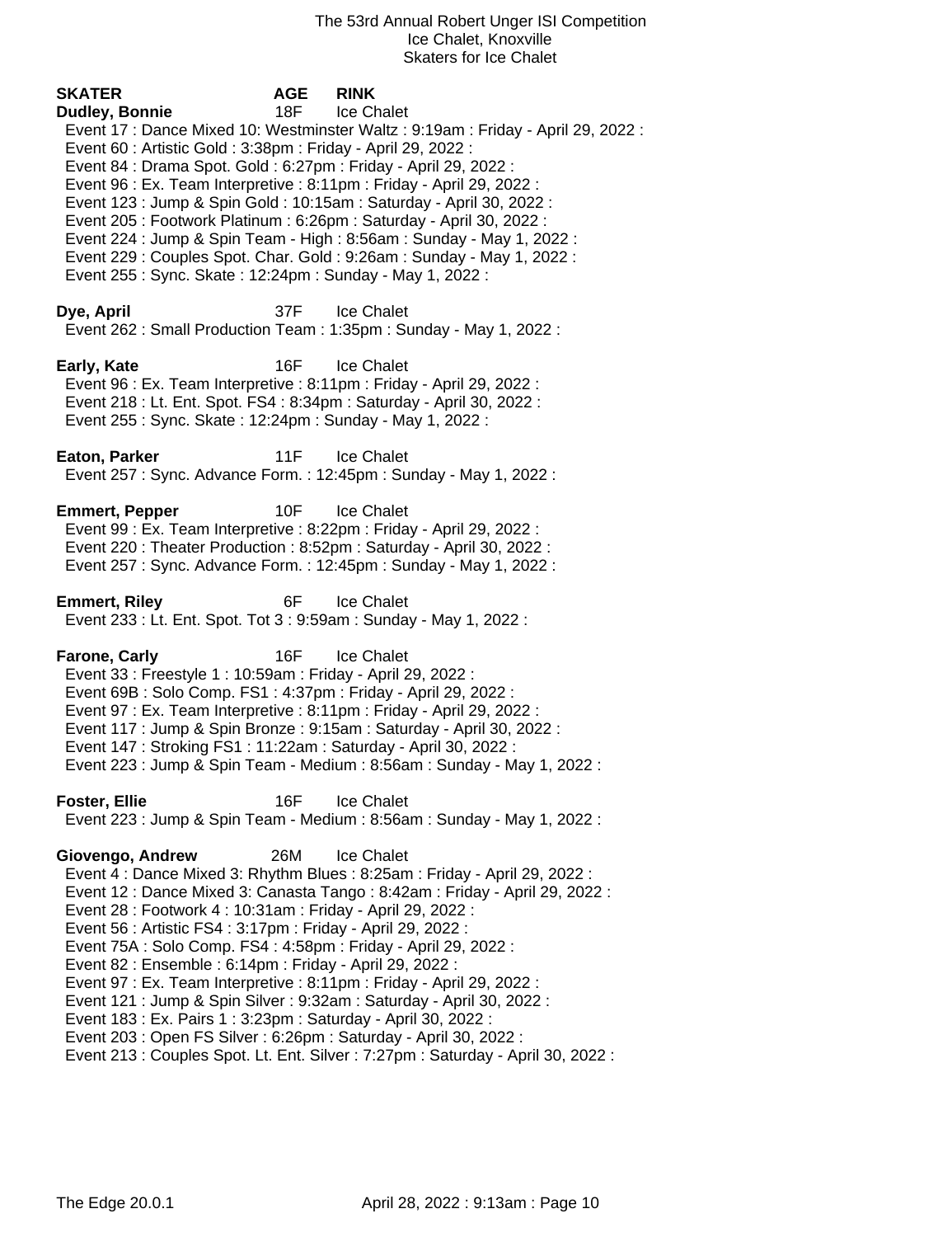The 53rd Annual Robert Unger ISI Competition
Ice Chalet, Knoxville
Skaters for Ice Chalet

| SKATER | AGE | RINK |
|---|---|---|

**Dudley, Bonnie** 18F Ice Chalet
- Event 17 : Dance Mixed 10: Westminster Waltz : 9:19am : Friday - April 29, 2022 :
- Event 60 : Artistic Gold : 3:38pm : Friday - April 29, 2022 :
- Event 84 : Drama Spot. Gold : 6:27pm : Friday - April 29, 2022 :
- Event 96 : Ex. Team Interpretive : 8:11pm : Friday - April 29, 2022 :
- Event 123 : Jump & Spin Gold : 10:15am : Saturday - April 30, 2022 :
- Event 205 : Footwork Platinum : 6:26pm : Saturday - April 30, 2022 :
- Event 224 : Jump & Spin Team - High : 8:56am : Sunday - May 1, 2022 :
- Event 229 : Couples Spot. Char. Gold : 9:26am : Sunday - May 1, 2022 :
- Event 255 : Sync. Skate : 12:24pm : Sunday - May 1, 2022 :

**Dye, April** 37F Ice Chalet
- Event 262 : Small Production Team : 1:35pm : Sunday - May 1, 2022 :

**Early, Kate** 16F Ice Chalet
- Event 96 : Ex. Team Interpretive : 8:11pm : Friday - April 29, 2022 :
- Event 218 : Lt. Ent. Spot. FS4 : 8:34pm : Saturday - April 30, 2022 :
- Event 255 : Sync. Skate : 12:24pm : Sunday - May 1, 2022 :

**Eaton, Parker** 11F Ice Chalet
- Event 257 : Sync. Advance Form. : 12:45pm : Sunday - May 1, 2022 :

**Emmert, Pepper** 10F Ice Chalet
- Event 99 : Ex. Team Interpretive : 8:22pm : Friday - April 29, 2022 :
- Event 220 : Theater Production : 8:52pm : Saturday - April 30, 2022 :
- Event 257 : Sync. Advance Form. : 12:45pm : Sunday - May 1, 2022 :

**Emmert, Riley** 6F Ice Chalet
- Event 233 : Lt. Ent. Spot. Tot 3 : 9:59am : Sunday - May 1, 2022 :

**Farone, Carly** 16F Ice Chalet
- Event 33 : Freestyle 1 : 10:59am : Friday - April 29, 2022 :
- Event 69B : Solo Comp. FS1 : 4:37pm : Friday - April 29, 2022 :
- Event 97 : Ex. Team Interpretive : 8:11pm : Friday - April 29, 2022 :
- Event 117 : Jump & Spin Bronze : 9:15am : Saturday - April 30, 2022 :
- Event 147 : Stroking FS1 : 11:22am : Saturday - April 30, 2022 :
- Event 223 : Jump & Spin Team - Medium : 8:56am : Sunday - May 1, 2022 :

**Foster, Ellie** 16F Ice Chalet
- Event 223 : Jump & Spin Team - Medium : 8:56am : Sunday - May 1, 2022 :

**Giovengo, Andrew** 26M Ice Chalet
- Event 4 : Dance Mixed 3: Rhythm Blues : 8:25am : Friday - April 29, 2022 :
- Event 12 : Dance Mixed 3: Canasta Tango : 8:42am : Friday - April 29, 2022 :
- Event 28 : Footwork 4 : 10:31am : Friday - April 29, 2022 :
- Event 56 : Artistic FS4 : 3:17pm : Friday - April 29, 2022 :
- Event 75A : Solo Comp. FS4 : 4:58pm : Friday - April 29, 2022 :
- Event 82 : Ensemble : 6:14pm : Friday - April 29, 2022 :
- Event 97 : Ex. Team Interpretive : 8:11pm : Friday - April 29, 2022 :
- Event 121 : Jump & Spin Silver : 9:32am : Saturday - April 30, 2022 :
- Event 183 : Ex. Pairs 1 : 3:23pm : Saturday - April 30, 2022 :
- Event 203 : Open FS Silver : 6:26pm : Saturday - April 30, 2022 :
- Event 213 : Couples Spot. Lt. Ent. Silver : 7:27pm : Saturday - April 30, 2022 :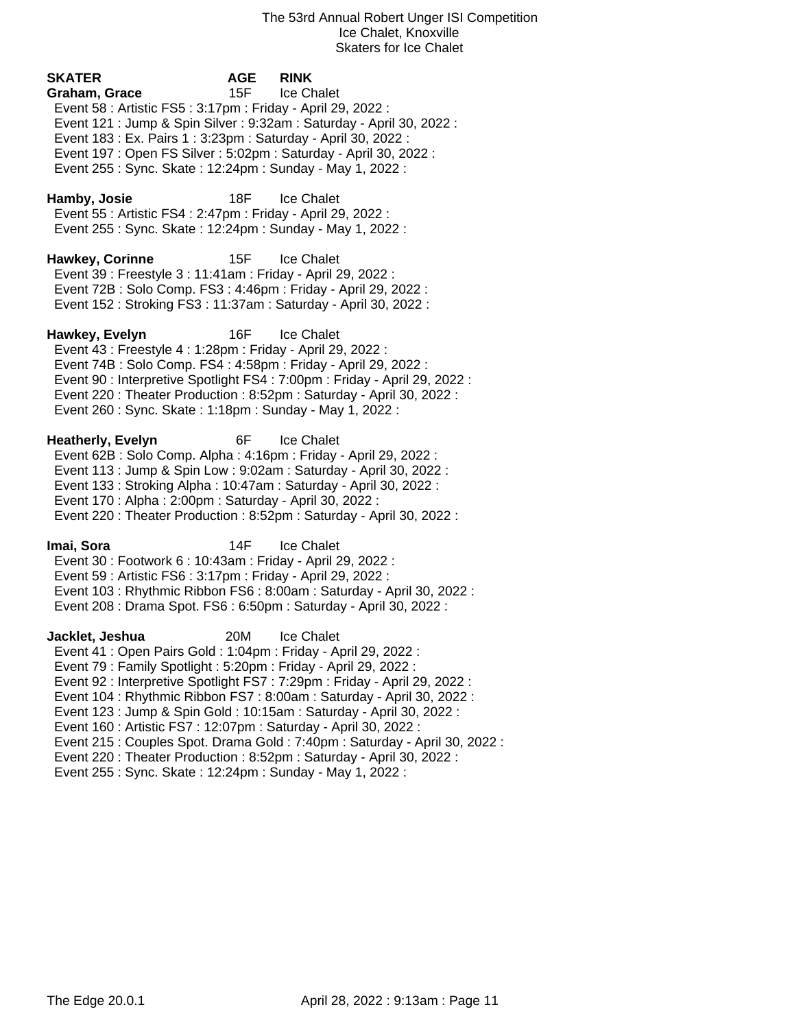The 53rd Annual Robert Unger ISI Competition
Ice Chalet, Knoxville
Skaters for Ice Chalet

| SKATER | AGE | RINK |
|---|---|---|
| **Graham, Grace** | 15F | Ice Chalet |

Event 58 : Artistic FS5 : 3:17pm : Friday - April 29, 2022 :
Event 121 : Jump & Spin Silver : 9:32am : Saturday - April 30, 2022 :
Event 183 : Ex. Pairs 1 : 3:23pm : Saturday - April 30, 2022 :
Event 197 : Open FS Silver : 5:02pm : Saturday - April 30, 2022 :
Event 255 : Sync. Skate : 12:24pm : Sunday - May 1, 2022 :

**Hamby, Josie** 18F Ice Chalet

Event 55 : Artistic FS4 : 2:47pm : Friday - April 29, 2022 :
Event 255 : Sync. Skate : 12:24pm : Sunday - May 1, 2022 :

**Hawkey, Corinne** 15F Ice Chalet

Event 39 : Freestyle 3 : 11:41am : Friday - April 29, 2022 :
Event 72B : Solo Comp. FS3 : 4:46pm : Friday - April 29, 2022 :
Event 152 : Stroking FS3 : 11:37am : Saturday - April 30, 2022 :

**Hawkey, Evelyn** 16F Ice Chalet

Event 43 : Freestyle 4 : 1:28pm : Friday - April 29, 2022 :
Event 74B : Solo Comp. FS4 : 4:58pm : Friday - April 29, 2022 :
Event 90 : Interpretive Spotlight FS4 : 7:00pm : Friday - April 29, 2022 :
Event 220 : Theater Production : 8:52pm : Saturday - April 30, 2022 :
Event 260 : Sync. Skate : 1:18pm : Sunday - May 1, 2022 :

**Heatherly, Evelyn** 6F Ice Chalet

Event 62B : Solo Comp. Alpha : 4:16pm : Friday - April 29, 2022 :
Event 113 : Jump & Spin Low : 9:02am : Saturday - April 30, 2022 :
Event 133 : Stroking Alpha : 10:47am : Saturday - April 30, 2022 :
Event 170 : Alpha : 2:00pm : Saturday - April 30, 2022 :
Event 220 : Theater Production : 8:52pm : Saturday - April 30, 2022 :

**Imai, Sora** 14F Ice Chalet

Event 30 : Footwork 6 : 10:43am : Friday - April 29, 2022 :
Event 59 : Artistic FS6 : 3:17pm : Friday - April 29, 2022 :
Event 103 : Rhythmic Ribbon FS6 : 8:00am : Saturday - April 30, 2022 :
Event 208 : Drama Spot. FS6 : 6:50pm : Saturday - April 30, 2022 :

**Jacklet, Jeshua** 20M Ice Chalet

Event 41 : Open Pairs Gold : 1:04pm : Friday - April 29, 2022 :
Event 79 : Family Spotlight : 5:20pm : Friday - April 29, 2022 :
Event 92 : Interpretive Spotlight FS7 : 7:29pm : Friday - April 29, 2022 :
Event 104 : Rhythmic Ribbon FS7 : 8:00am : Saturday - April 30, 2022 :
Event 123 : Jump & Spin Gold : 10:15am : Saturday - April 30, 2022 :
Event 160 : Artistic FS7 : 12:07pm : Saturday - April 30, 2022 :
Event 215 : Couples Spot. Drama Gold : 7:40pm : Saturday - April 30, 2022 :
Event 220 : Theater Production : 8:52pm : Saturday - April 30, 2022 :
Event 255 : Sync. Skate : 12:24pm : Sunday - May 1, 2022 :

The Edge 20.0.1 April 28, 2022 : 9:13am : Page 11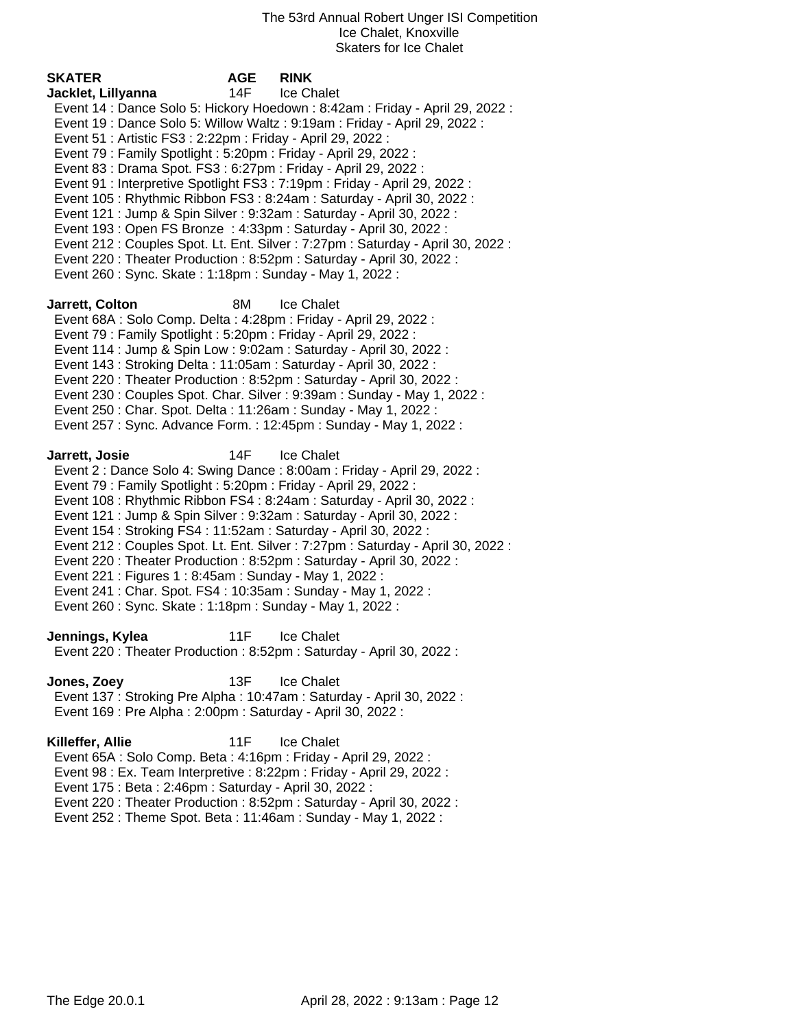The 53rd Annual Robert Unger ISI Competition
Ice Chalet, Knoxville
Skaters for Ice Chalet

| SKATER | AGE | RINK |
|---|---|---|

**Jacklet, Lillyanna** 14F Ice Chalet

- Event 14 : Dance Solo 5: Hickory Hoedown : 8:42am : Friday - April 29, 2022 :
- Event 19 : Dance Solo 5: Willow Waltz : 9:19am : Friday - April 29, 2022 :
- Event 51 : Artistic FS3 : 2:22pm : Friday - April 29, 2022 :
- Event 79 : Family Spotlight : 5:20pm : Friday - April 29, 2022 :
- Event 83 : Drama Spot. FS3 : 6:27pm : Friday - April 29, 2022 :
- Event 91 : Interpretive Spotlight FS3 : 7:19pm : Friday - April 29, 2022 :
- Event 105 : Rhythmic Ribbon FS3 : 8:24am : Saturday - April 30, 2022 :
- Event 121 : Jump & Spin Silver : 9:32am : Saturday - April 30, 2022 :
- Event 193 : Open FS Bronze : 4:33pm : Saturday - April 30, 2022 :
- Event 212 : Couples Spot. Lt. Ent. Silver : 7:27pm : Saturday - April 30, 2022 :
- Event 220 : Theater Production : 8:52pm : Saturday - April 30, 2022 :
- Event 260 : Sync. Skate : 1:18pm : Sunday - May 1, 2022 :

**Jarrett, Colton** 8M Ice Chalet

- Event 68A : Solo Comp. Delta : 4:28pm : Friday - April 29, 2022 :
- Event 79 : Family Spotlight : 5:20pm : Friday - April 29, 2022 :
- Event 114 : Jump & Spin Low : 9:02am : Saturday - April 30, 2022 :
- Event 143 : Stroking Delta : 11:05am : Saturday - April 30, 2022 :
- Event 220 : Theater Production : 8:52pm : Saturday - April 30, 2022 :
- Event 230 : Couples Spot. Char. Silver : 9:39am : Sunday - May 1, 2022 :
- Event 250 : Char. Spot. Delta : 11:26am : Sunday - May 1, 2022 :
- Event 257 : Sync. Advance Form. : 12:45pm : Sunday - May 1, 2022 :

**Jarrett, Josie** 14F Ice Chalet

- Event 2 : Dance Solo 4: Swing Dance : 8:00am : Friday - April 29, 2022 :
- Event 79 : Family Spotlight : 5:20pm : Friday - April 29, 2022 :
- Event 108 : Rhythmic Ribbon FS4 : 8:24am : Saturday - April 30, 2022 :
- Event 121 : Jump & Spin Silver : 9:32am : Saturday - April 30, 2022 :
- Event 154 : Stroking FS4 : 11:52am : Saturday - April 30, 2022 :
- Event 212 : Couples Spot. Lt. Ent. Silver : 7:27pm : Saturday - April 30, 2022 :
- Event 220 : Theater Production : 8:52pm : Saturday - April 30, 2022 :
- Event 221 : Figures 1 : 8:45am : Sunday - May 1, 2022 :
- Event 241 : Char. Spot. FS4 : 10:35am : Sunday - May 1, 2022 :
- Event 260 : Sync. Skate : 1:18pm : Sunday - May 1, 2022 :

**Jennings, Kylea** 11F Ice Chalet

- Event 220 : Theater Production : 8:52pm : Saturday - April 30, 2022 :

**Jones, Zoey** 13F Ice Chalet

- Event 137 : Stroking Pre Alpha : 10:47am : Saturday - April 30, 2022 :
- Event 169 : Pre Alpha : 2:00pm : Saturday - April 30, 2022 :

**Killeffer, Allie** 11F Ice Chalet

- Event 65A : Solo Comp. Beta : 4:16pm : Friday - April 29, 2022 :
- Event 98 : Ex. Team Interpretive : 8:22pm : Friday - April 29, 2022 :
- Event 175 : Beta : 2:46pm : Saturday - April 30, 2022 :
- Event 220 : Theater Production : 8:52pm : Saturday - April 30, 2022 :
- Event 252 : Theme Spot. Beta : 11:46am : Sunday - May 1, 2022 :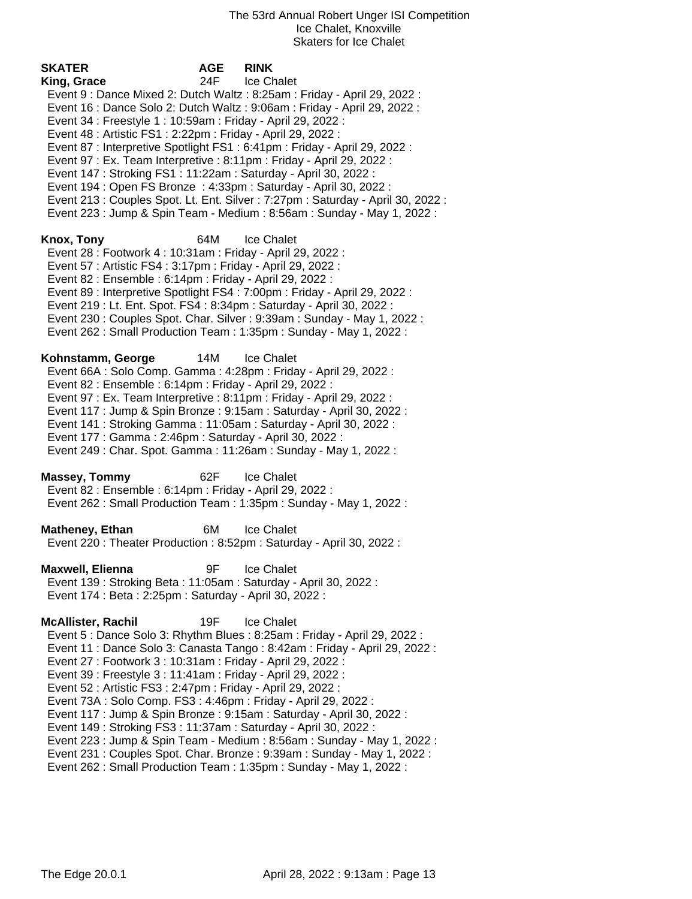The 53rd Annual Robert Unger ISI Competition
Ice Chalet, Knoxville
Skaters for Ice Chalet

| SKATER | AGE | RINK |
|---|---|---|
| **King, Grace** | 24F | Ice Chalet |

Event 9 : Dance Mixed 2: Dutch Waltz : 8:25am : Friday - April 29, 2022 :
Event 16 : Dance Solo 2: Dutch Waltz : 9:06am : Friday - April 29, 2022 :
Event 34 : Freestyle 1 : 10:59am : Friday - April 29, 2022 :
Event 48 : Artistic FS1 : 2:22pm : Friday - April 29, 2022 :
Event 87 : Interpretive Spotlight FS1 : 6:41pm : Friday - April 29, 2022 :
Event 97 : Ex. Team Interpretive : 8:11pm : Friday - April 29, 2022 :
Event 147 : Stroking FS1 : 11:22am : Saturday - April 30, 2022 :
Event 194 : Open FS Bronze : 4:33pm : Saturday - April 30, 2022 :
Event 213 : Couples Spot. Lt. Ent. Silver : 7:27pm : Saturday - April 30, 2022 :
Event 223 : Jump & Spin Team - Medium : 8:56am : Sunday - May 1, 2022 :

**Knox, Tony** 64M Ice Chalet

Event 28 : Footwork 4 : 10:31am : Friday - April 29, 2022 :
Event 57 : Artistic FS4 : 3:17pm : Friday - April 29, 2022 :
Event 82 : Ensemble : 6:14pm : Friday - April 29, 2022 :
Event 89 : Interpretive Spotlight FS4 : 7:00pm : Friday - April 29, 2022 :
Event 219 : Lt. Ent. Spot. FS4 : 8:34pm : Saturday - April 30, 2022 :
Event 230 : Couples Spot. Char. Silver : 9:39am : Sunday - May 1, 2022 :
Event 262 : Small Production Team : 1:35pm : Sunday - May 1, 2022 :

**Kohnstamm, George** 14M Ice Chalet

Event 66A : Solo Comp. Gamma : 4:28pm : Friday - April 29, 2022 :
Event 82 : Ensemble : 6:14pm : Friday - April 29, 2022 :
Event 97 : Ex. Team Interpretive : 8:11pm : Friday - April 29, 2022 :
Event 117 : Jump & Spin Bronze : 9:15am : Saturday - April 30, 2022 :
Event 141 : Stroking Gamma : 11:05am : Saturday - April 30, 2022 :
Event 177 : Gamma : 2:46pm : Saturday - April 30, 2022 :
Event 249 : Char. Spot. Gamma : 11:26am : Sunday - May 1, 2022 :

**Massey, Tommy** 62F Ice Chalet

Event 82 : Ensemble : 6:14pm : Friday - April 29, 2022 :
Event 262 : Small Production Team : 1:35pm : Sunday - May 1, 2022 :

**Matheney, Ethan** 6M Ice Chalet

Event 220 : Theater Production : 8:52pm : Saturday - April 30, 2022 :

**Maxwell, Elienna** 9F Ice Chalet

Event 139 : Stroking Beta : 11:05am : Saturday - April 30, 2022 :
Event 174 : Beta : 2:25pm : Saturday - April 30, 2022 :

**McAllister, Rachil** 19F Ice Chalet

Event 5 : Dance Solo 3: Rhythm Blues : 8:25am : Friday - April 29, 2022 :
Event 11 : Dance Solo 3: Canasta Tango : 8:42am : Friday - April 29, 2022 :
Event 27 : Footwork 3 : 10:31am : Friday - April 29, 2022 :
Event 39 : Freestyle 3 : 11:41am : Friday - April 29, 2022 :
Event 52 : Artistic FS3 : 2:47pm : Friday - April 29, 2022 :
Event 73A : Solo Comp. FS3 : 4:46pm : Friday - April 29, 2022 :
Event 117 : Jump & Spin Bronze : 9:15am : Saturday - April 30, 2022 :
Event 149 : Stroking FS3 : 11:37am : Saturday - April 30, 2022 :
Event 223 : Jump & Spin Team - Medium : 8:56am : Sunday - May 1, 2022 :
Event 231 : Couples Spot. Char. Bronze : 9:39am : Sunday - May 1, 2022 :
Event 262 : Small Production Team : 1:35pm : Sunday - May 1, 2022 :

The Edge 20.0.1 April 28, 2022 : 9:13am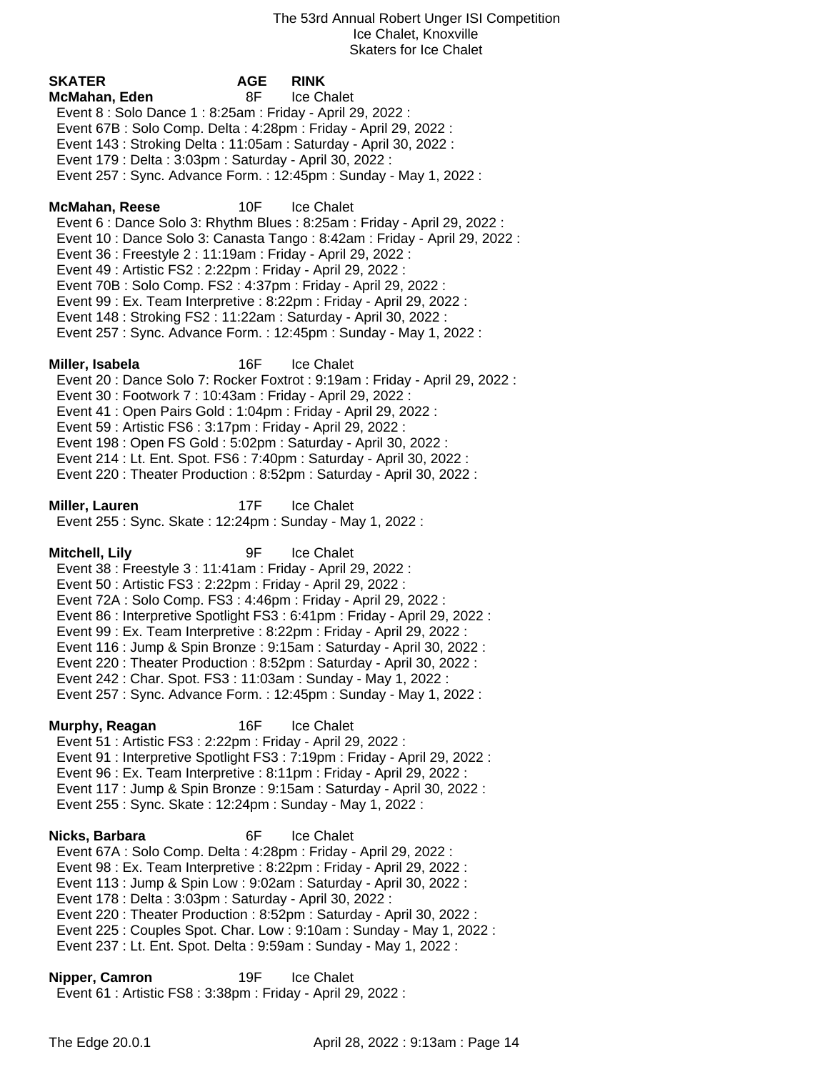**SKATER AGE RINK**

**McMahan, Eden** 8F Ice Chalet

Event 8 : Solo Dance 1 : 8:25am : Friday - April 29, 2022 :
Event 67B : Solo Comp. Delta : 4:28pm : Friday - April 29, 2022 :
Event 143 : Stroking Delta : 11:05am : Saturday - April 30, 2022 :
Event 179 : Delta : 3:03pm : Saturday - April 30, 2022 :
Event 257 : Sync. Advance Form. : 12:45pm : Sunday - May 1, 2022 :

**McMahan, Reese** 10F Ice Chalet

Event 6 : Dance Solo 3: Rhythm Blues : 8:25am : Friday - April 29, 2022 :
Event 10 : Dance Solo 3: Canasta Tango : 8:42am : Friday - April 29, 2022 :
Event 36 : Freestyle 2 : 11:19am : Friday - April 29, 2022 :
Event 49 : Artistic FS2 : 2:22pm : Friday - April 29, 2022 :
Event 70B : Solo Comp. FS2 : 4:37pm : Friday - April 29, 2022 :
Event 99 : Ex. Team Interpretive : 8:22pm : Friday - April 29, 2022 :
Event 148 : Stroking FS2 : 11:22am : Saturday - April 30, 2022 :
Event 257 : Sync. Advance Form. : 12:45pm : Sunday - May 1, 2022 :

**Miller, Isabela** 16F Ice Chalet

Event 20 : Dance Solo 7: Rocker Foxtrot : 9:19am : Friday - April 29, 2022 :
Event 30 : Footwork 7 : 10:43am : Friday - April 29, 2022 :
Event 41 : Open Pairs Gold : 1:04pm : Friday - April 29, 2022 :
Event 59 : Artistic FS6 : 3:17pm : Friday - April 29, 2022 :
Event 198 : Open FS Gold : 5:02pm : Saturday - April 30, 2022 :
Event 214 : Lt. Ent. Spot. FS6 : 7:40pm : Saturday - April 30, 2022 :
Event 220 : Theater Production : 8:52pm : Saturday - April 30, 2022 :

**Miller, Lauren** 17F Ice Chalet

Event 255 : Sync. Skate : 12:24pm : Sunday - May 1, 2022 :

**Mitchell, Lily** 9F Ice Chalet

Event 38 : Freestyle 3 : 11:41am : Friday - April 29, 2022 :
Event 50 : Artistic FS3 : 2:22pm : Friday - April 29, 2022 :
Event 72A : Solo Comp. FS3 : 4:46pm : Friday - April 29, 2022 :
Event 86 : Interpretive Spotlight FS3 : 6:41pm : Friday - April 29, 2022 :
Event 99 : Ex. Team Interpretive : 8:22pm : Friday - April 29, 2022 :
Event 116 : Jump & Spin Bronze : 9:15am : Saturday - April 30, 2022 :
Event 220 : Theater Production : 8:52pm : Saturday - April 30, 2022 :
Event 242 : Char. Spot. FS3 : 11:03am : Sunday - May 1, 2022 :
Event 257 : Sync. Advance Form. : 12:45pm : Sunday - May 1, 2022 :

**Murphy, Reagan** 16F Ice Chalet

Event 51 : Artistic FS3 : 2:22pm : Friday - April 29, 2022 :
Event 91 : Interpretive Spotlight FS3 : 7:19pm : Friday - April 29, 2022 :
Event 96 : Ex. Team Interpretive : 8:11pm : Friday - April 29, 2022 :
Event 117 : Jump & Spin Bronze : 9:15am : Saturday - April 30, 2022 :
Event 255 : Sync. Skate : 12:24pm : Sunday - May 1, 2022 :

**Nicks, Barbara** 6F Ice Chalet

Event 67A : Solo Comp. Delta : 4:28pm : Friday - April 29, 2022 :
Event 98 : Ex. Team Interpretive : 8:22pm : Friday - April 29, 2022 :
Event 113 : Jump & Spin Low : 9:02am : Saturday - April 30, 2022 :
Event 178 : Delta : 3:03pm : Saturday - April 30, 2022 :
Event 220 : Theater Production : 8:52pm : Saturday - April 30, 2022 :
Event 225 : Couples Spot. Char. Low : 9:10am : Sunday - May 1, 2022 :
Event 237 : Lt. Ent. Spot. Delta : 9:59am : Sunday - May 1, 2022 :

**Nipper, Camron** 19F Ice Chalet

Event 61 : Artistic FS8 : 3:38pm : Friday - April 29, 2022 :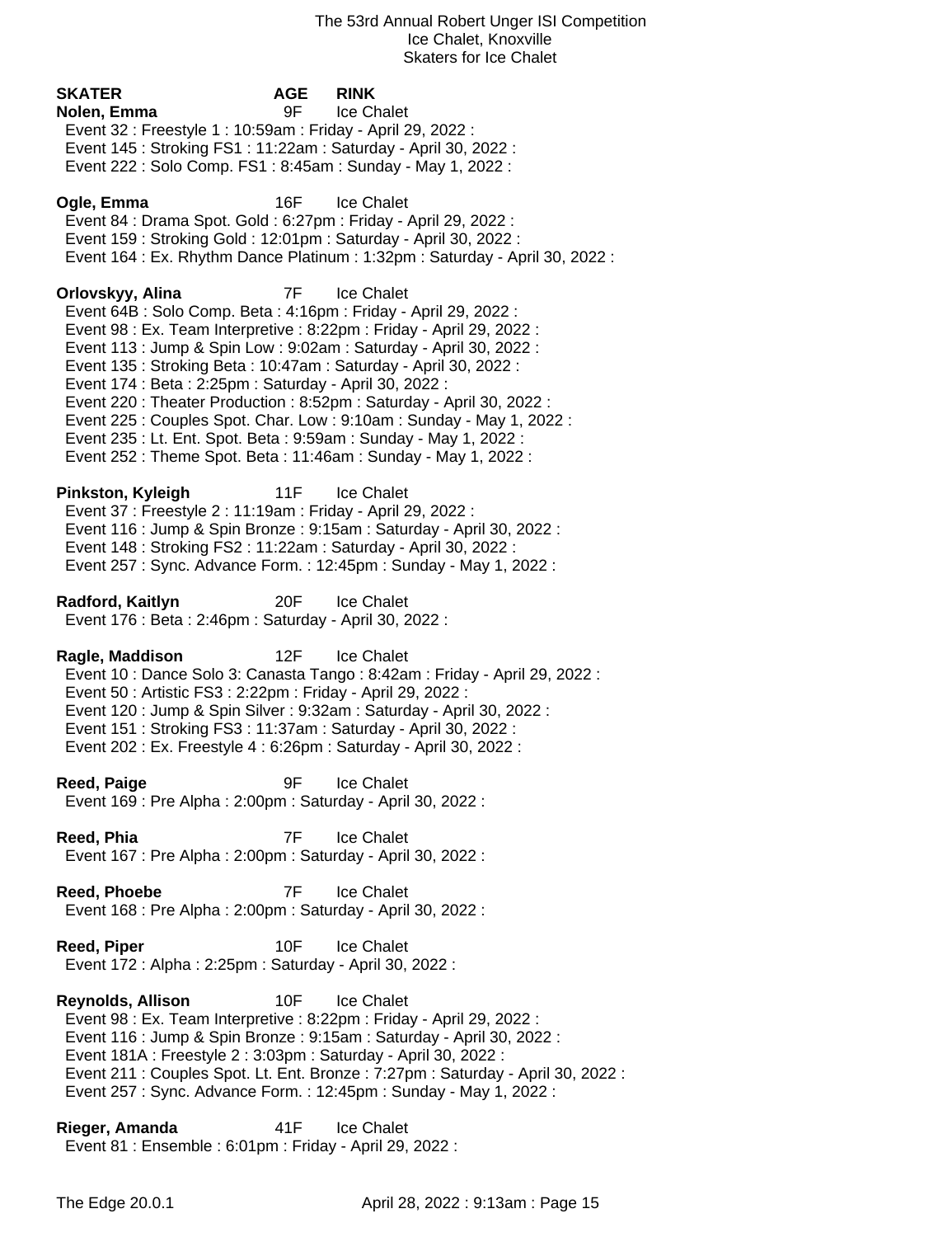| SKATER | AGE | RINK |
|---|---|---|

**Nolen, Emma** 9F Ice Chalet
Event 32 : Freestyle 1 : 10:59am : Friday - April 29, 2022 :
Event 145 : Stroking FS1 : 11:22am : Saturday - April 30, 2022 :
Event 222 : Solo Comp. FS1 : 8:45am : Sunday - May 1, 2022 :

**Ogle, Emma** 16F Ice Chalet
Event 84 : Drama Spot. Gold : 6:27pm : Friday - April 29, 2022 :
Event 159 : Stroking Gold : 12:01pm : Saturday - April 30, 2022 :
Event 164 : Ex. Rhythm Dance Platinum : 1:32pm : Saturday - April 30, 2022 :

**Orlovskyy, Alina** 7F Ice Chalet
Event 64B : Solo Comp. Beta : 4:16pm : Friday - April 29, 2022 :
Event 98 : Ex. Team Interpretive : 8:22pm : Friday - April 29, 2022 :
Event 113 : Jump & Spin Low : 9:02am : Saturday - April 30, 2022 :
Event 135 : Stroking Beta : 10:47am : Saturday - April 30, 2022 :
Event 174 : Beta : 2:25pm : Saturday - April 30, 2022 :
Event 220 : Theater Production : 8:52pm : Saturday - April 30, 2022 :
Event 225 : Couples Spot. Char. Low : 9:10am : Sunday - May 1, 2022 :
Event 235 : Lt. Ent. Spot. Beta : 9:59am : Sunday - May 1, 2022 :
Event 252 : Theme Spot. Beta : 11:46am : Sunday - May 1, 2022 :

**Pinkston, Kyleigh** 11F Ice Chalet
Event 37 : Freestyle 2 : 11:19am : Friday - April 29, 2022 :
Event 116 : Jump & Spin Bronze : 9:15am : Saturday - April 30, 2022 :
Event 148 : Stroking FS2 : 11:22am : Saturday - April 30, 2022 :
Event 257 : Sync. Advance Form. : 12:45pm : Sunday - May 1, 2022 :

**Radford, Kaitlyn** 20F Ice Chalet
Event 176 : Beta : 2:46pm : Saturday - April 30, 2022 :

**Ragle, Maddison** 12F Ice Chalet
Event 10 : Dance Solo 3: Canasta Tango : 8:42am : Friday - April 29, 2022 :
Event 50 : Artistic FS3 : 2:22pm : Friday - April 29, 2022 :
Event 120 : Jump & Spin Silver : 9:32am : Saturday - April 30, 2022 :
Event 151 : Stroking FS3 : 11:37am : Saturday - April 30, 2022 :
Event 202 : Ex. Freestyle 4 : 6:26pm : Saturday - April 30, 2022 :

**Reed, Paige** 9F Ice Chalet
Event 169 : Pre Alpha : 2:00pm : Saturday - April 30, 2022 :

**Reed, Phia** 7F Ice Chalet
Event 167 : Pre Alpha : 2:00pm : Saturday - April 30, 2022 :

**Reed, Phoebe** 7F Ice Chalet
Event 168 : Pre Alpha : 2:00pm : Saturday - April 30, 2022 :

**Reed, Piper** 10F Ice Chalet
Event 172 : Alpha : 2:25pm : Saturday - April 30, 2022 :

**Reynolds, Allison** 10F Ice Chalet
Event 98 : Ex. Team Interpretive : 8:22pm : Friday - April 29, 2022 :
Event 116 : Jump & Spin Bronze : 9:15am : Saturday - April 30, 2022 :
Event 181A : Freestyle 2 : 3:03pm : Saturday - April 30, 2022 :
Event 211 : Couples Spot. Lt. Ent. Bronze : 7:27pm : Saturday - April 30, 2022 :
Event 257 : Sync. Advance Form. : 12:45pm : Sunday - May 1, 2022 :

**Rieger, Amanda** 41F Ice Chalet
Event 81 : Ensemble : 6:01pm : Friday - April 29, 2022 :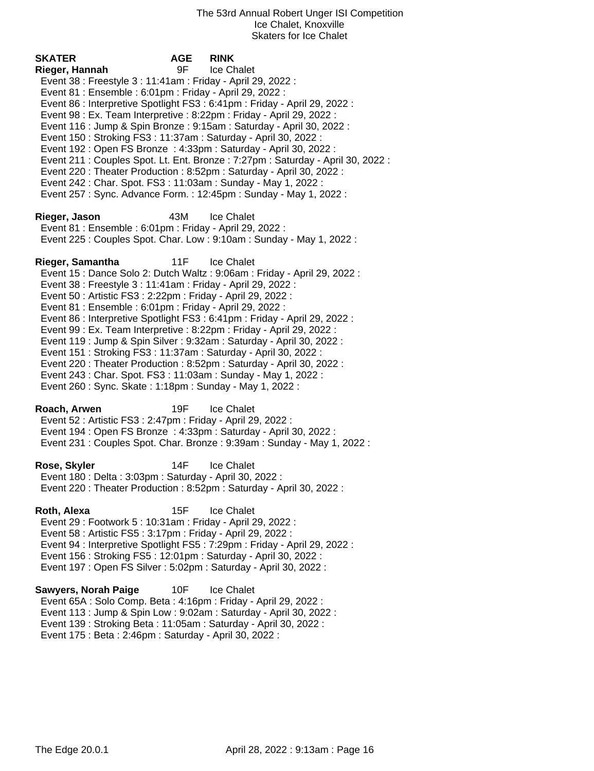The 53rd Annual Robert Unger ISI Competition
Ice Chalet, Knoxville
Skaters for Ice Chalet

| SKATER | AGE | RINK |
|---|---|---|

**Rieger, Hannah** 9F Ice Chalet

- Event 38 : Freestyle 3 : 11:41am : Friday - April 29, 2022 :
- Event 81 : Ensemble : 6:01pm : Friday - April 29, 2022 :
- Event 86 : Interpretive Spotlight FS3 : 6:41pm : Friday - April 29, 2022 :
- Event 98 : Ex. Team Interpretive : 8:22pm : Friday - April 29, 2022 :
- Event 116 : Jump & Spin Bronze : 9:15am : Saturday - April 30, 2022 :
- Event 150 : Stroking FS3 : 11:37am : Saturday - April 30, 2022 :
- Event 192 : Open FS Bronze : 4:33pm : Saturday - April 30, 2022 :
- Event 211 : Couples Spot. Lt. Ent. Bronze : 7:27pm : Saturday - April 30, 2022 :
- Event 220 : Theater Production : 8:52pm : Saturday - April 30, 2022 :
- Event 242 : Char. Spot. FS3 : 11:03am : Sunday - May 1, 2022 :
- Event 257 : Sync. Advance Form. : 12:45pm : Sunday - May 1, 2022 :

**Rieger, Jason** 43M Ice Chalet

- Event 81 : Ensemble : 6:01pm : Friday - April 29, 2022 :
- Event 225 : Couples Spot. Char. Low : 9:10am : Sunday - May 1, 2022 :

**Rieger, Samantha** 11F Ice Chalet

- Event 15 : Dance Solo 2: Dutch Waltz : 9:06am : Friday - April 29, 2022 :
- Event 38 : Freestyle 3 : 11:41am : Friday - April 29, 2022 :
- Event 50 : Artistic FS3 : 2:22pm : Friday - April 29, 2022 :
- Event 81 : Ensemble : 6:01pm : Friday - April 29, 2022 :
- Event 86 : Interpretive Spotlight FS3 : 6:41pm : Friday - April 29, 2022 :
- Event 99 : Ex. Team Interpretive : 8:22pm : Friday - April 29, 2022 :
- Event 119 : Jump & Spin Silver : 9:32am : Saturday - April 30, 2022 :
- Event 151 : Stroking FS3 : 11:37am : Saturday - April 30, 2022 :
- Event 220 : Theater Production : 8:52pm : Saturday - April 30, 2022 :
- Event 243 : Char. Spot. FS3 : 11:03am : Sunday - May 1, 2022 :
- Event 260 : Sync. Skate : 1:18pm : Sunday - May 1, 2022 :

**Roach, Arwen** 19F Ice Chalet

- Event 52 : Artistic FS3 : 2:47pm : Friday - April 29, 2022 :
- Event 194 : Open FS Bronze : 4:33pm : Saturday - April 30, 2022 :
- Event 231 : Couples Spot. Char. Bronze : 9:39am : Sunday - May 1, 2022 :

**Rose, Skyler** 14F Ice Chalet

- Event 180 : Delta : 3:03pm : Saturday - April 30, 2022 :
- Event 220 : Theater Production : 8:52pm : Saturday - April 30, 2022 :

**Roth, Alexa** 15F Ice Chalet

- Event 29 : Footwork 5 : 10:31am : Friday - April 29, 2022 :
- Event 58 : Artistic FS5 : 3:17pm : Friday - April 29, 2022 :
- Event 94 : Interpretive Spotlight FS5 : 7:29pm : Friday - April 29, 2022 :
- Event 156 : Stroking FS5 : 12:01pm : Saturday - April 30, 2022 :
- Event 197 : Open FS Silver : 5:02pm : Saturday - April 30, 2022 :

**Sawyers, Norah Paige** 10F Ice Chalet

- Event 65A : Solo Comp. Beta : 4:16pm : Friday - April 29, 2022 :
- Event 113 : Jump & Spin Low : 9:02am : Saturday - April 30, 2022 :
- Event 139 : Stroking Beta : 11:05am : Saturday - April 30, 2022 :
- Event 175 : Beta : 2:46pm : Saturday - April 30, 2022 :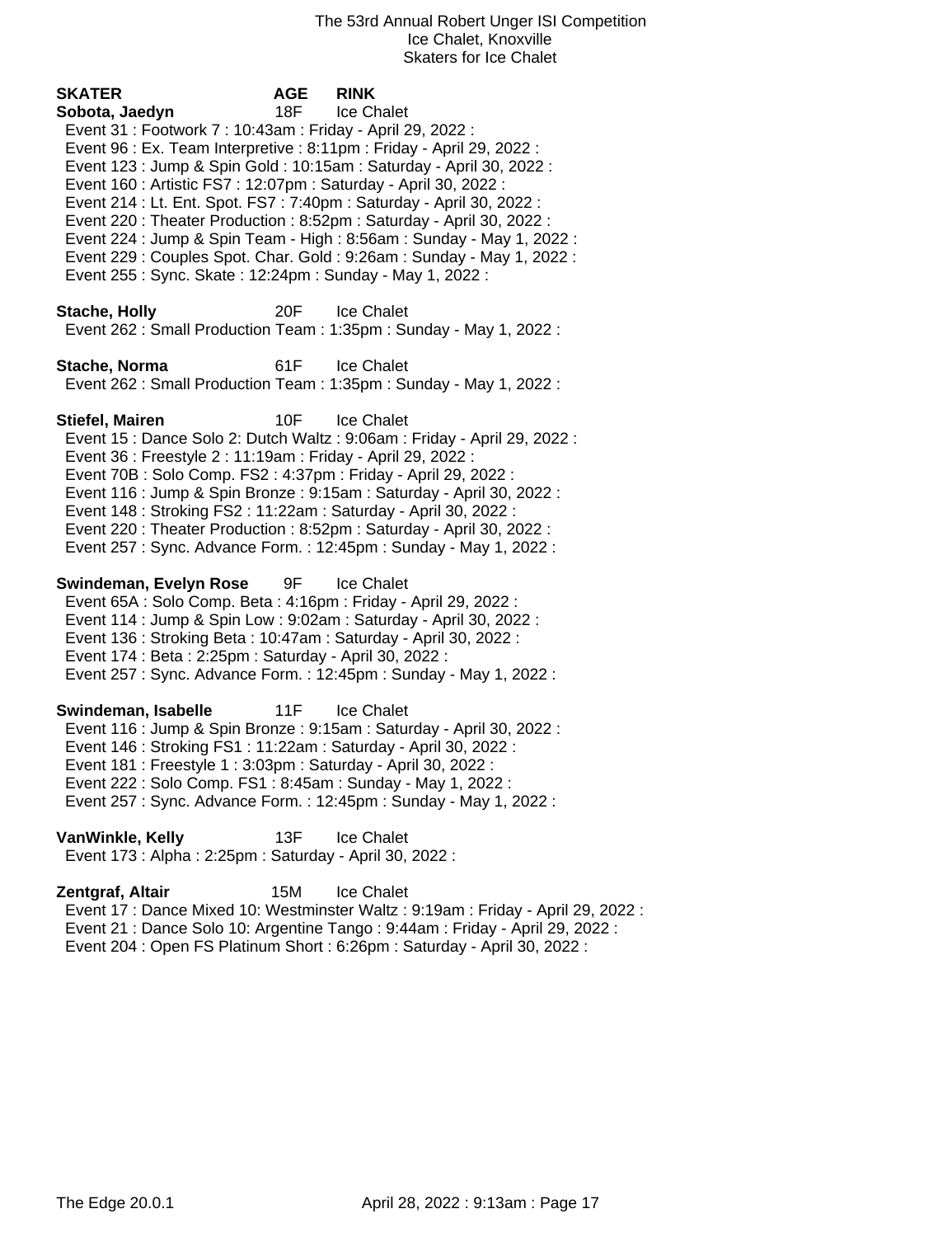The 53rd Annual Robert Unger ISI Competition
Ice Chalet, Knoxville
Skaters for Ice Chalet

| SKATER | AGE | RINK |
|---|---|---|

**Sobota, Jaedyn** 18F Ice Chalet

- Event 31 : Footwork 7 : 10:43am : Friday - April 29, 2022 :
- Event 96 : Ex. Team Interpretive : 8:11pm : Friday - April 29, 2022 :
- Event 123 : Jump & Spin Gold : 10:15am : Saturday - April 30, 2022 :
- Event 160 : Artistic FS7 : 12:07pm : Saturday - April 30, 2022 :
- Event 214 : Lt. Ent. Spot. FS7 : 7:40pm : Saturday - April 30, 2022 :
- Event 220 : Theater Production : 8:52pm : Saturday - April 30, 2022 :
- Event 224 : Jump & Spin Team - High : 8:56am : Sunday - May 1, 2022 :
- Event 229 : Couples Spot. Char. Gold : 9:26am : Sunday - May 1, 2022 :
- Event 255 : Sync. Skate : 12:24pm : Sunday - May 1, 2022 :

**Stache, Holly** 20F Ice Chalet

- Event 262 : Small Production Team : 1:35pm : Sunday - May 1, 2022 :

**Stache, Norma** 61F Ice Chalet

- Event 262 : Small Production Team : 1:35pm : Sunday - May 1, 2022 :

**Stiefel, Mairen** 10F Ice Chalet

- Event 15 : Dance Solo 2: Dutch Waltz : 9:06am : Friday - April 29, 2022 :
- Event 36 : Freestyle 2 : 11:19am : Friday - April 29, 2022 :
- Event 70B : Solo Comp. FS2 : 4:37pm : Friday - April 29, 2022 :
- Event 116 : Jump & Spin Bronze : 9:15am : Saturday - April 30, 2022 :
- Event 148 : Stroking FS2 : 11:22am : Saturday - April 30, 2022 :
- Event 220 : Theater Production : 8:52pm : Saturday - April 30, 2022 :
- Event 257 : Sync. Advance Form. : 12:45pm : Sunday - May 1, 2022 :

**Swindeman, Evelyn Rose** 9F Ice Chalet

- Event 65A : Solo Comp. Beta : 4:16pm : Friday - April 29, 2022 :
- Event 114 : Jump & Spin Low : 9:02am : Saturday - April 30, 2022 :
- Event 136 : Stroking Beta : 10:47am : Saturday - April 30, 2022 :
- Event 174 : Beta : 2:25pm : Saturday - April 30, 2022 :
- Event 257 : Sync. Advance Form. : 12:45pm : Sunday - May 1, 2022 :

**Swindeman, Isabelle** 11F Ice Chalet

- Event 116 : Jump & Spin Bronze : 9:15am : Saturday - April 30, 2022 :
- Event 146 : Stroking FS1 : 11:22am : Saturday - April 30, 2022 :
- Event 181 : Freestyle 1 : 3:03pm : Saturday - April 30, 2022 :
- Event 222 : Solo Comp. FS1 : 8:45am : Sunday - May 1, 2022 :
- Event 257 : Sync. Advance Form. : 12:45pm : Sunday - May 1, 2022 :

**VanWinkle, Kelly** 13F Ice Chalet

- Event 173 : Alpha : 2:25pm : Saturday - April 30, 2022 :

**Zentgraf, Altair** 15M Ice Chalet

- Event 17 : Dance Mixed 10: Westminster Waltz : 9:19am : Friday - April 29, 2022 :
- Event 21 : Dance Solo 10: Argentine Tango : 9:44am : Friday - April 29, 2022 :
- Event 204 : Open FS Platinum Short : 6:26pm : Saturday - April 30, 2022 :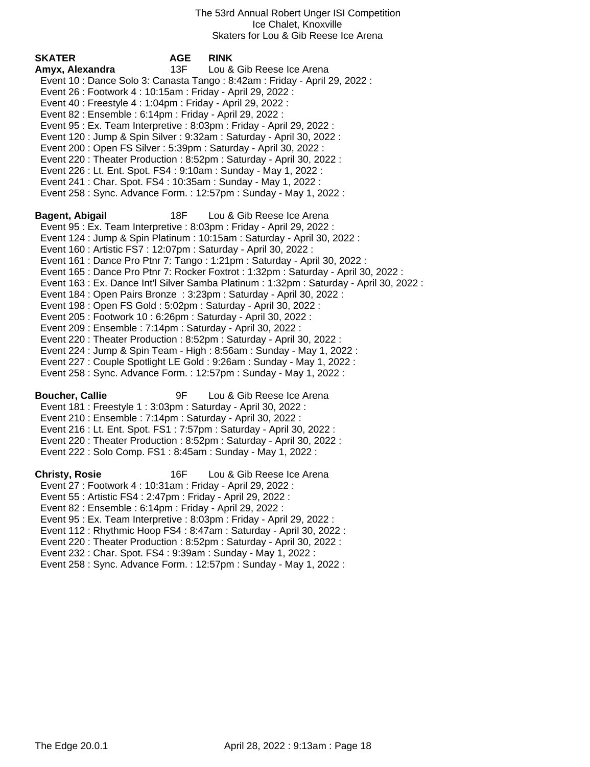The 53rd Annual Robert Unger ISI Competition
Ice Chalet, Knoxville
Skaters for Lou & Gib Reese Ice Arena

**SKATER** **AGE** **RINK**

**Amyx, Alexandra** 13F Lou & Gib Reese Ice Arena

Event 10 : Dance Solo 3: Canasta Tango : 8:42am : Friday - April 29, 2022 :
Event 26 : Footwork 4 : 10:15am : Friday - April 29, 2022 :
Event 40 : Freestyle 4 : 1:04pm : Friday - April 29, 2022 :
Event 82 : Ensemble : 6:14pm : Friday - April 29, 2022 :
Event 95 : Ex. Team Interpretive : 8:03pm : Friday - April 29, 2022 :
Event 120 : Jump & Spin Silver : 9:32am : Saturday - April 30, 2022 :
Event 200 : Open FS Silver : 5:39pm : Saturday - April 30, 2022 :
Event 220 : Theater Production : 8:52pm : Saturday - April 30, 2022 :
Event 226 : Lt. Ent. Spot. FS4 : 9:10am : Sunday - May 1, 2022 :
Event 241 : Char. Spot. FS4 : 10:35am : Sunday - May 1, 2022 :
Event 258 : Sync. Advance Form. : 12:57pm : Sunday - May 1, 2022 :

**Bagent, Abigail** 18F Lou & Gib Reese Ice Arena

Event 95 : Ex. Team Interpretive : 8:03pm : Friday - April 29, 2022 :
Event 124 : Jump & Spin Platinum : 10:15am : Saturday - April 30, 2022 :
Event 160 : Artistic FS7 : 12:07pm : Saturday - April 30, 2022 :
Event 161 : Dance Pro Ptnr 7: Tango : 1:21pm : Saturday - April 30, 2022 :
Event 165 : Dance Pro Ptnr 7: Rocker Foxtrot : 1:32pm : Saturday - April 30, 2022 :
Event 163 : Ex. Dance Int'l Silver Samba Platinum : 1:32pm : Saturday - April 30, 2022 :
Event 184 : Open Pairs Bronze : 3:23pm : Saturday - April 30, 2022 :
Event 198 : Open FS Gold : 5:02pm : Saturday - April 30, 2022 :
Event 205 : Footwork 10 : 6:26pm : Saturday - April 30, 2022 :
Event 209 : Ensemble : 7:14pm : Saturday - April 30, 2022 :
Event 220 : Theater Production : 8:52pm : Saturday - April 30, 2022 :
Event 224 : Jump & Spin Team - High : 8:56am : Sunday - May 1, 2022 :
Event 227 : Couple Spotlight LE Gold : 9:26am : Sunday - May 1, 2022 :
Event 258 : Sync. Advance Form. : 12:57pm : Sunday - May 1, 2022 :

**Boucher, Callie** 9F Lou & Gib Reese Ice Arena

Event 181 : Freestyle 1 : 3:03pm : Saturday - April 30, 2022 :
Event 210 : Ensemble : 7:14pm : Saturday - April 30, 2022 :
Event 216 : Lt. Ent. Spot. FS1 : 7:57pm : Saturday - April 30, 2022 :
Event 220 : Theater Production : 8:52pm : Saturday - April 30, 2022 :
Event 222 : Solo Comp. FS1 : 8:45am : Sunday - May 1, 2022 :

**Christy, Rosie** 16F Lou & Gib Reese Ice Arena

Event 27 : Footwork 4 : 10:31am : Friday - April 29, 2022 :
Event 55 : Artistic FS4 : 2:47pm : Friday - April 29, 2022 :
Event 82 : Ensemble : 6:14pm : Friday - April 29, 2022 :
Event 95 : Ex. Team Interpretive : 8:03pm : Friday - April 29, 2022 :
Event 112 : Rhythmic Hoop FS4 : 8:47am : Saturday - April 30, 2022 :
Event 220 : Theater Production : 8:52pm : Saturday - April 30, 2022 :
Event 232 : Char. Spot. FS4 : 9:39am : Sunday - May 1, 2022 :
Event 258 : Sync. Advance Form. : 12:57pm : Sunday - May 1, 2022 :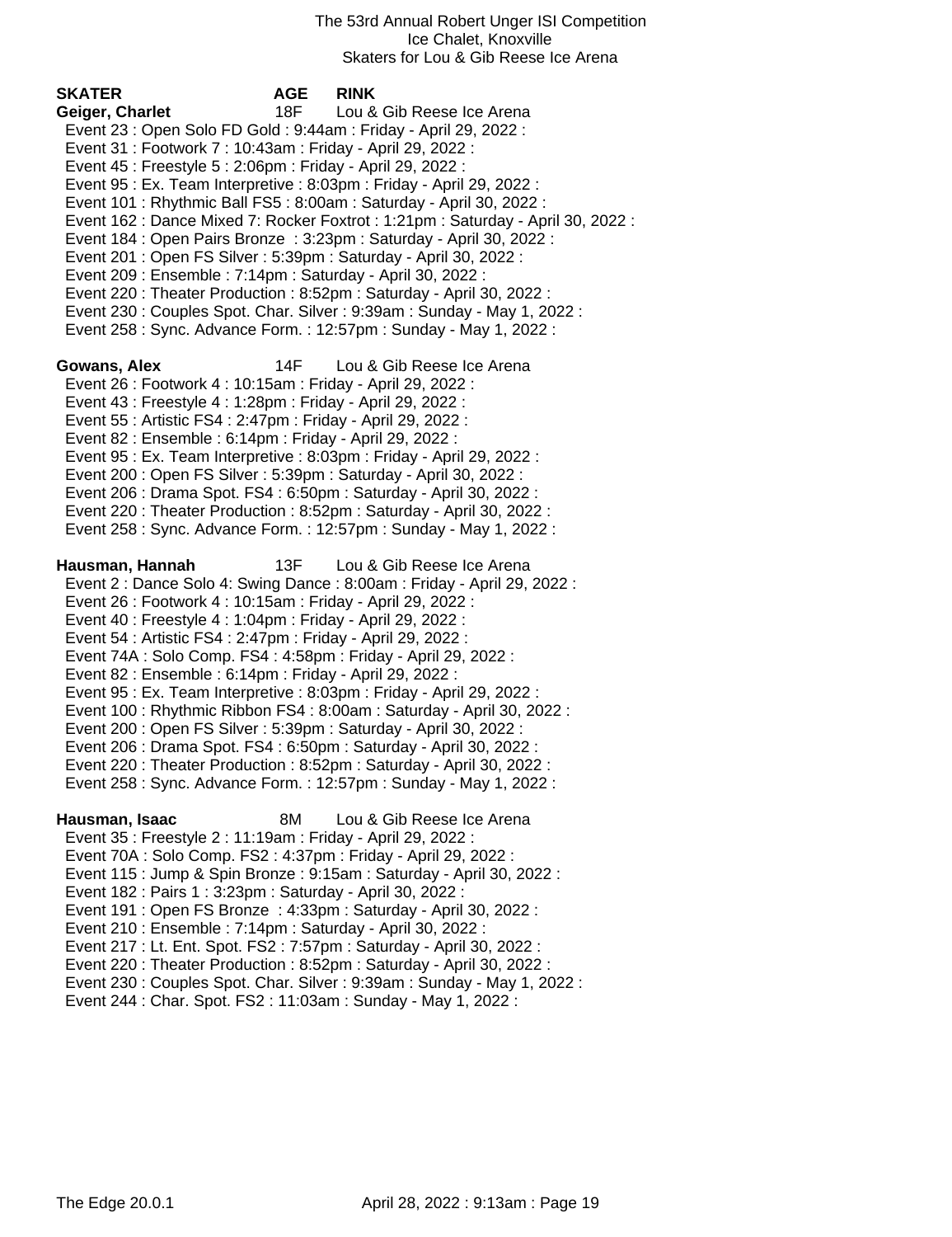The 53rd Annual Robert Unger ISI Competition
Ice Chalet, Knoxville
Skaters for Lou & Gib Reese Ice Arena

| SKATER | AGE | RINK |
|---|---|---|
| **Geiger, Charlet** | 18F | Lou & Gib Reese Ice Arena |

- Event 23 : Open Solo FD Gold : 9:44am : Friday - April 29, 2022 :
- Event 31 : Footwork 7 : 10:43am : Friday - April 29, 2022 :
- Event 45 : Freestyle 5 : 2:06pm : Friday - April 29, 2022 :
- Event 95 : Ex. Team Interpretive : 8:03pm : Friday - April 29, 2022 :
- Event 101 : Rhythmic Ball FS5 : 8:00am : Saturday - April 30, 2022 :
- Event 162 : Dance Mixed 7: Rocker Foxtrot : 1:21pm : Saturday - April 30, 2022 :
- Event 184 : Open Pairs Bronze : 3:23pm : Saturday - April 30, 2022 :
- Event 201 : Open FS Silver : 5:39pm : Saturday - April 30, 2022 :
- Event 209 : Ensemble : 7:14pm : Saturday - April 30, 2022 :
- Event 220 : Theater Production : 8:52pm : Saturday - April 30, 2022 :
- Event 230 : Couples Spot. Char. Silver : 9:39am : Sunday - May 1, 2022 :
- Event 258 : Sync. Advance Form. : 12:57pm : Sunday - May 1, 2022 :

| SKATER | AGE | RINK |
|---|---|---|
| **Gowans, Alex** | 14F | Lou & Gib Reese Ice Arena |

- Event 26 : Footwork 4 : 10:15am : Friday - April 29, 2022 :
- Event 43 : Freestyle 4 : 1:28pm : Friday - April 29, 2022 :
- Event 55 : Artistic FS4 : 2:47pm : Friday - April 29, 2022 :
- Event 82 : Ensemble : 6:14pm : Friday - April 29, 2022 :
- Event 95 : Ex. Team Interpretive : 8:03pm : Friday - April 29, 2022 :
- Event 200 : Open FS Silver : 5:39pm : Saturday - April 30, 2022 :
- Event 206 : Drama Spot. FS4 : 6:50pm : Saturday - April 30, 2022 :
- Event 220 : Theater Production : 8:52pm : Saturday - April 30, 2022 :
- Event 258 : Sync. Advance Form. : 12:57pm : Sunday - May 1, 2022 :

| SKATER | AGE | RINK |
|---|---|---|
| **Hausman, Hannah** | 13F | Lou & Gib Reese Ice Arena |

- Event 2 : Dance Solo 4: Swing Dance : 8:00am : Friday - April 29, 2022 :
- Event 26 : Footwork 4 : 10:15am : Friday - April 29, 2022 :
- Event 40 : Freestyle 4 : 1:04pm : Friday - April 29, 2022 :
- Event 54 : Artistic FS4 : 2:47pm : Friday - April 29, 2022 :
- Event 74A : Solo Comp. FS4 : 4:58pm : Friday - April 29, 2022 :
- Event 82 : Ensemble : 6:14pm : Friday - April 29, 2022 :
- Event 95 : Ex. Team Interpretive : 8:03pm : Friday - April 29, 2022 :
- Event 100 : Rhythmic Ribbon FS4 : 8:00am : Saturday - April 30, 2022 :
- Event 200 : Open FS Silver : 5:39pm : Saturday - April 30, 2022 :
- Event 206 : Drama Spot. FS4 : 6:50pm : Saturday - April 30, 2022 :
- Event 220 : Theater Production : 8:52pm : Saturday - April 30, 2022 :
- Event 258 : Sync. Advance Form. : 12:57pm : Sunday - May 1, 2022 :

| SKATER | AGE | RINK |
|---|---|---|
| **Hausman, Isaac** | 8M | Lou & Gib Reese Ice Arena |

- Event 35 : Freestyle 2 : 11:19am : Friday - April 29, 2022 :
- Event 70A : Solo Comp. FS2 : 4:37pm : Friday - April 29, 2022 :
- Event 115 : Jump & Spin Bronze : 9:15am : Saturday - April 30, 2022 :
- Event 182 : Pairs 1 : 3:23pm : Saturday - April 30, 2022 :
- Event 191 : Open FS Bronze : 4:33pm : Saturday - April 30, 2022 :
- Event 210 : Ensemble : 7:14pm : Saturday - April 30, 2022 :
- Event 217 : Lt. Ent. Spot. FS2 : 7:57pm : Saturday - April 30, 2022 :
- Event 220 : Theater Production : 8:52pm : Saturday - April 30, 2022 :
- Event 230 : Couples Spot. Char. Silver : 9:39am : Sunday - May 1, 2022 :
- Event 244 : Char. Spot. FS2 : 11:03am : Sunday - May 1, 2022 :

The Edge 20.0.1 — April 28, 2022 : 9:13am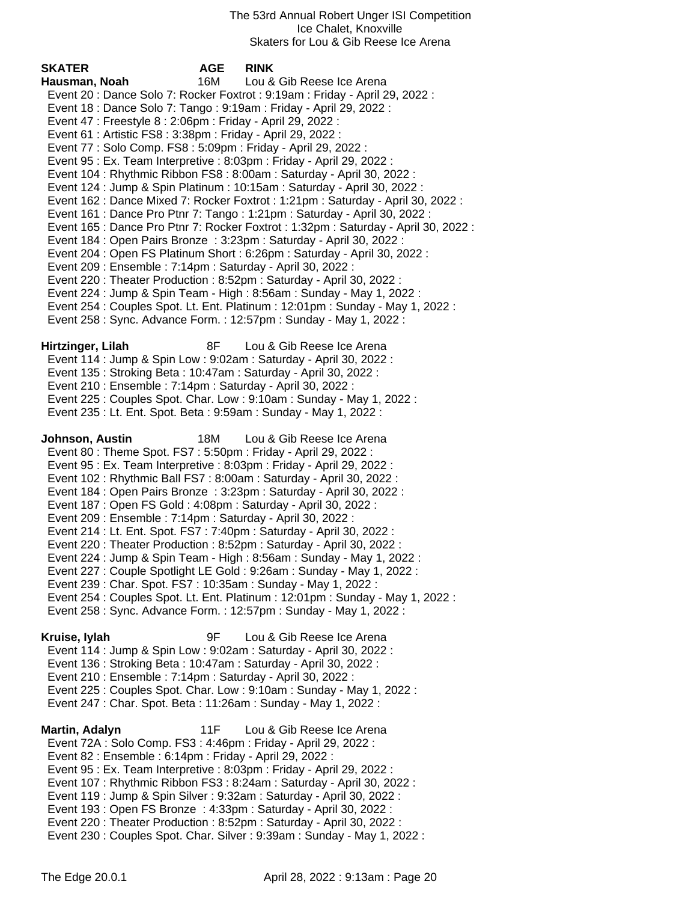The 53rd Annual Robert Unger ISI Competition
Ice Chalet, Knoxville
Skaters for Lou & Gib Reese Ice Arena

**SKATER** **AGE** **RINK**

**Hausman, Noah** 16M Lou & Gib Reese Ice Arena
- Event 20 : Dance Solo 7: Rocker Foxtrot : 9:19am : Friday - April 29, 2022 :
- Event 18 : Dance Solo 7: Tango : 9:19am : Friday - April 29, 2022 :
- Event 47 : Freestyle 8 : 2:06pm : Friday - April 29, 2022 :
- Event 61 : Artistic FS8 : 3:38pm : Friday - April 29, 2022 :
- Event 77 : Solo Comp. FS8 : 5:09pm : Friday - April 29, 2022 :
- Event 95 : Ex. Team Interpretive : 8:03pm : Friday - April 29, 2022 :
- Event 104 : Rhythmic Ribbon FS8 : 8:00am : Saturday - April 30, 2022 :
- Event 124 : Jump & Spin Platinum : 10:15am : Saturday - April 30, 2022 :
- Event 162 : Dance Mixed 7: Rocker Foxtrot : 1:21pm : Saturday - April 30, 2022 :
- Event 161 : Dance Pro Ptnr 7: Tango : 1:21pm : Saturday - April 30, 2022 :
- Event 165 : Dance Pro Ptnr 7: Rocker Foxtrot : 1:32pm : Saturday - April 30, 2022 :
- Event 184 : Open Pairs Bronze : 3:23pm : Saturday - April 30, 2022 :
- Event 204 : Open FS Platinum Short : 6:26pm : Saturday - April 30, 2022 :
- Event 209 : Ensemble : 7:14pm : Saturday - April 30, 2022 :
- Event 220 : Theater Production : 8:52pm : Saturday - April 30, 2022 :
- Event 224 : Jump & Spin Team - High : 8:56am : Sunday - May 1, 2022 :
- Event 254 : Couples Spot. Lt. Ent. Platinum : 12:01pm : Sunday - May 1, 2022 :
- Event 258 : Sync. Advance Form. : 12:57pm : Sunday - May 1, 2022 :

**Hirtzinger, Lilah** 8F Lou & Gib Reese Ice Arena
- Event 114 : Jump & Spin Low : 9:02am : Saturday - April 30, 2022 :
- Event 135 : Stroking Beta : 10:47am : Saturday - April 30, 2022 :
- Event 210 : Ensemble : 7:14pm : Saturday - April 30, 2022 :
- Event 225 : Couples Spot. Char. Low : 9:10am : Sunday - May 1, 2022 :
- Event 235 : Lt. Ent. Spot. Beta : 9:59am : Sunday - May 1, 2022 :

**Johnson, Austin** 18M Lou & Gib Reese Ice Arena
- Event 80 : Theme Spot. FS7 : 5:50pm : Friday - April 29, 2022 :
- Event 95 : Ex. Team Interpretive : 8:03pm : Friday - April 29, 2022 :
- Event 102 : Rhythmic Ball FS7 : 8:00am : Saturday - April 30, 2022 :
- Event 184 : Open Pairs Bronze : 3:23pm : Saturday - April 30, 2022 :
- Event 187 : Open FS Gold : 4:08pm : Saturday - April 30, 2022 :
- Event 209 : Ensemble : 7:14pm : Saturday - April 30, 2022 :
- Event 214 : Lt. Ent. Spot. FS7 : 7:40pm : Saturday - April 30, 2022 :
- Event 220 : Theater Production : 8:52pm : Saturday - April 30, 2022 :
- Event 224 : Jump & Spin Team - High : 8:56am : Sunday - May 1, 2022 :
- Event 227 : Couple Spotlight LE Gold : 9:26am : Sunday - May 1, 2022 :
- Event 239 : Char. Spot. FS7 : 10:35am : Sunday - May 1, 2022 :
- Event 254 : Couples Spot. Lt. Ent. Platinum : 12:01pm : Sunday - May 1, 2022 :
- Event 258 : Sync. Advance Form. : 12:57pm : Sunday - May 1, 2022 :

**Kruise, Iylah** 9F Lou & Gib Reese Ice Arena
- Event 114 : Jump & Spin Low : 9:02am : Saturday - April 30, 2022 :
- Event 136 : Stroking Beta : 10:47am : Saturday - April 30, 2022 :
- Event 210 : Ensemble : 7:14pm : Saturday - April 30, 2022 :
- Event 225 : Couples Spot. Char. Low : 9:10am : Sunday - May 1, 2022 :
- Event 247 : Char. Spot. Beta : 11:26am : Sunday - May 1, 2022 :

**Martin, Adalyn** 11F Lou & Gib Reese Ice Arena
- Event 72A : Solo Comp. FS3 : 4:46pm : Friday - April 29, 2022 :
- Event 82 : Ensemble : 6:14pm : Friday - April 29, 2022 :
- Event 95 : Ex. Team Interpretive : 8:03pm : Friday - April 29, 2022 :
- Event 107 : Rhythmic Ribbon FS3 : 8:24am : Saturday - April 30, 2022 :
- Event 119 : Jump & Spin Silver : 9:32am : Saturday - April 30, 2022 :
- Event 193 : Open FS Bronze : 4:33pm : Saturday - April 30, 2022 :
- Event 220 : Theater Production : 8:52pm : Saturday - April 30, 2022 :
- Event 230 : Couples Spot. Char. Silver : 9:39am : Sunday - May 1, 2022 :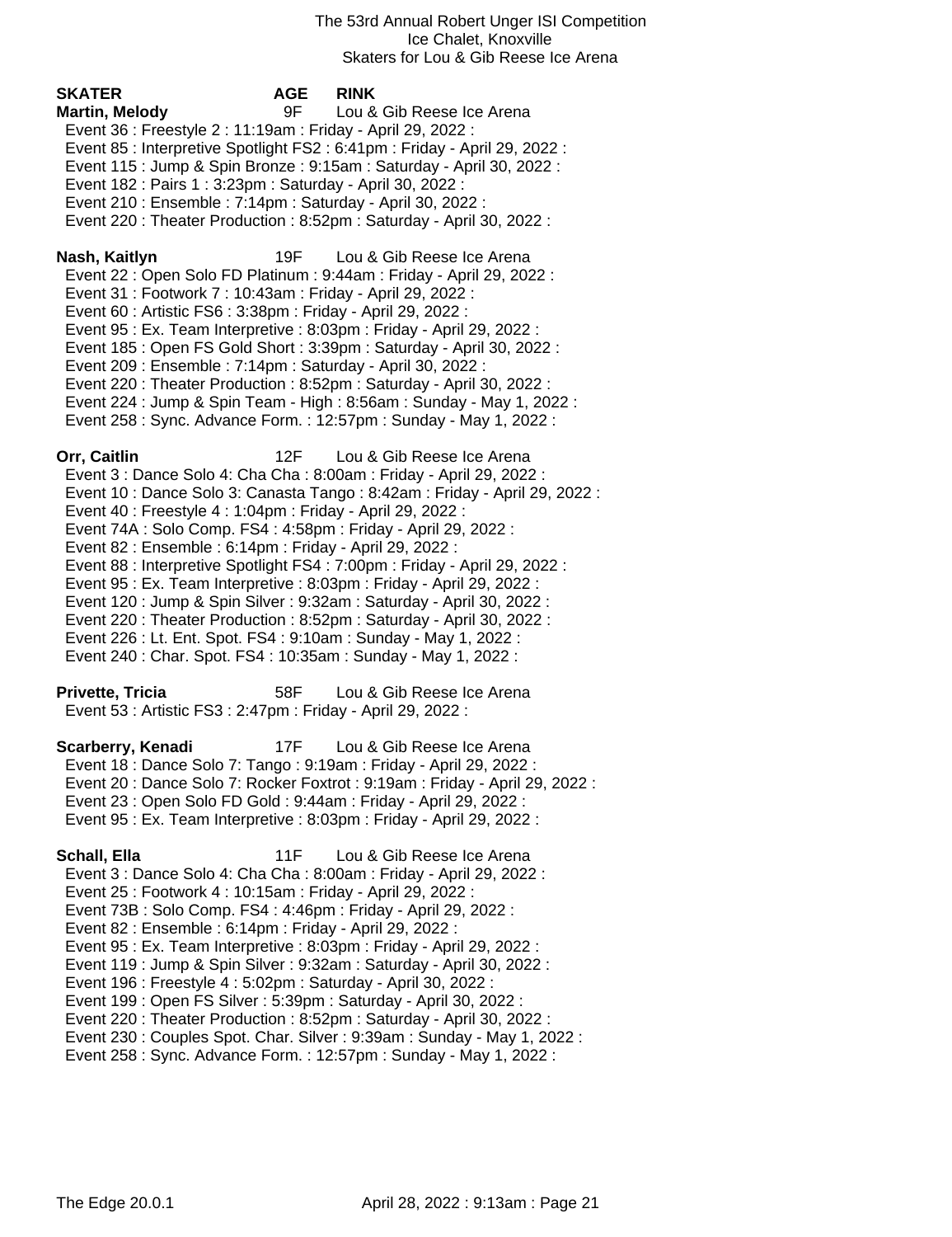The 53rd Annual Robert Unger ISI Competition
Ice Chalet, Knoxville
Skaters for Lou & Gib Reese Ice Arena

| SKATER | AGE | RINK |
| --- | --- | --- |

**Martin, Melody** 9F Lou & Gib Reese Ice Arena

- Event 36 : Freestyle 2 : 11:19am : Friday - April 29, 2022 :
- Event 85 : Interpretive Spotlight FS2 : 6:41pm : Friday - April 29, 2022 :
- Event 115 : Jump & Spin Bronze : 9:15am : Saturday - April 30, 2022 :
- Event 182 : Pairs 1 : 3:23pm : Saturday - April 30, 2022 :
- Event 210 : Ensemble : 7:14pm : Saturday - April 30, 2022 :
- Event 220 : Theater Production : 8:52pm : Saturday - April 30, 2022 :

**Nash, Kaitlyn** 19F Lou & Gib Reese Ice Arena

- Event 22 : Open Solo FD Platinum : 9:44am : Friday - April 29, 2022 :
- Event 31 : Footwork 7 : 10:43am : Friday - April 29, 2022 :
- Event 60 : Artistic FS6 : 3:38pm : Friday - April 29, 2022 :
- Event 95 : Ex. Team Interpretive : 8:03pm : Friday - April 29, 2022 :
- Event 185 : Open FS Gold Short : 3:39pm : Saturday - April 30, 2022 :
- Event 209 : Ensemble : 7:14pm : Saturday - April 30, 2022 :
- Event 220 : Theater Production : 8:52pm : Saturday - April 30, 2022 :
- Event 224 : Jump & Spin Team - High : 8:56am : Sunday - May 1, 2022 :
- Event 258 : Sync. Advance Form. : 12:57pm : Sunday - May 1, 2022 :

**Orr, Caitlin** 12F Lou & Gib Reese Ice Arena

- Event 3 : Dance Solo 4: Cha Cha : 8:00am : Friday - April 29, 2022 :
- Event 10 : Dance Solo 3: Canasta Tango : 8:42am : Friday - April 29, 2022 :
- Event 40 : Freestyle 4 : 1:04pm : Friday - April 29, 2022 :
- Event 74A : Solo Comp. FS4 : 4:58pm : Friday - April 29, 2022 :
- Event 82 : Ensemble : 6:14pm : Friday - April 29, 2022 :
- Event 88 : Interpretive Spotlight FS4 : 7:00pm : Friday - April 29, 2022 :
- Event 95 : Ex. Team Interpretive : 8:03pm : Friday - April 29, 2022 :
- Event 120 : Jump & Spin Silver : 9:32am : Saturday - April 30, 2022 :
- Event 220 : Theater Production : 8:52pm : Saturday - April 30, 2022 :
- Event 226 : Lt. Ent. Spot. FS4 : 9:10am : Sunday - May 1, 2022 :
- Event 240 : Char. Spot. FS4 : 10:35am : Sunday - May 1, 2022 :

**Privette, Tricia** 58F Lou & Gib Reese Ice Arena

- Event 53 : Artistic FS3 : 2:47pm : Friday - April 29, 2022 :

**Scarberry, Kenadi** 17F Lou & Gib Reese Ice Arena

- Event 18 : Dance Solo 7: Tango : 9:19am : Friday - April 29, 2022 :
- Event 20 : Dance Solo 7: Rocker Foxtrot : 9:19am : Friday - April 29, 2022 :
- Event 23 : Open Solo FD Gold : 9:44am : Friday - April 29, 2022 :
- Event 95 : Ex. Team Interpretive : 8:03pm : Friday - April 29, 2022 :

**Schall, Ella** 11F Lou & Gib Reese Ice Arena

- Event 3 : Dance Solo 4: Cha Cha : 8:00am : Friday - April 29, 2022 :
- Event 25 : Footwork 4 : 10:15am : Friday - April 29, 2022 :
- Event 73B : Solo Comp. FS4 : 4:46pm : Friday - April 29, 2022 :
- Event 82 : Ensemble : 6:14pm : Friday - April 29, 2022 :
- Event 95 : Ex. Team Interpretive : 8:03pm : Friday - April 29, 2022 :
- Event 119 : Jump & Spin Silver : 9:32am : Saturday - April 30, 2022 :
- Event 196 : Freestyle 4 : 5:02pm : Saturday - April 30, 2022 :
- Event 199 : Open FS Silver : 5:39pm : Saturday - April 30, 2022 :
- Event 220 : Theater Production : 8:52pm : Saturday - April 30, 2022 :
- Event 230 : Couples Spot. Char. Silver : 9:39am : Sunday - May 1, 2022 :
- Event 258 : Sync. Advance Form. : 12:57pm : Sunday - May 1, 2022 :